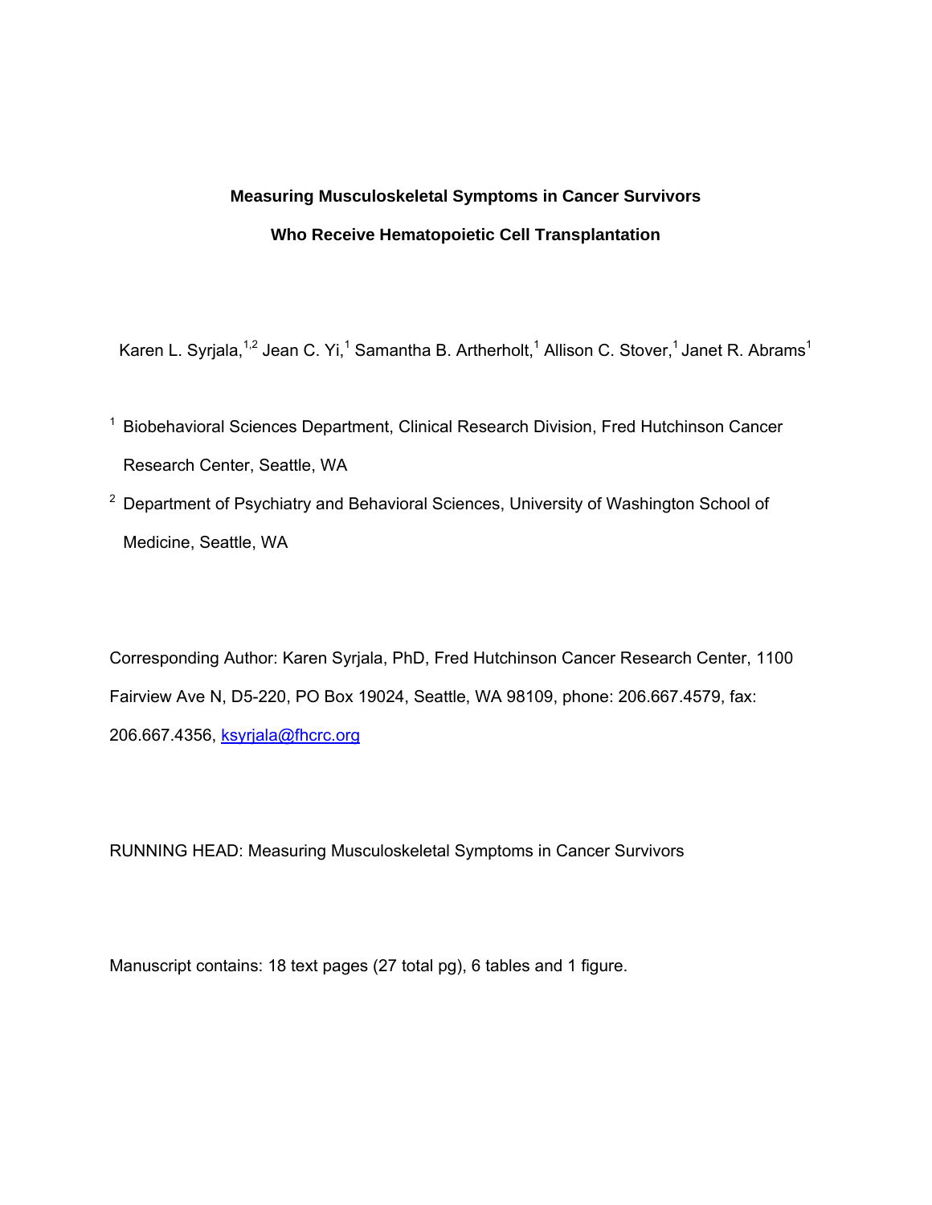# Measuring Musculoskeletal Symptoms in Cancer Survivors Who Receive Hematopoietic Cell Transplantation

Karen L. Syrjala,[1,2] Jean C. Yi,[1] Samantha B. Artherholt,[1] Allison C. Stover,[1] Janet R. Abrams[1]

[1] Biobehavioral Sciences Department, Clinical Research Division, Fred Hutchinson Cancer Research Center, Seattle, WA

[2] Department of Psychiatry and Behavioral Sciences, University of Washington School of Medicine, Seattle, WA

Corresponding Author: Karen Syrjala, PhD, Fred Hutchinson Cancer Research Center, 1100 Fairview Ave N, D5-220, PO Box 19024, Seattle, WA 98109, phone: 206.667.4579, fax: 206.667.4356, ksyrjala@fhcrc.org

RUNNING HEAD: Measuring Musculoskeletal Symptoms in Cancer Survivors

Manuscript contains: 18 text pages (27 total pg), 6 tables and 1 figure.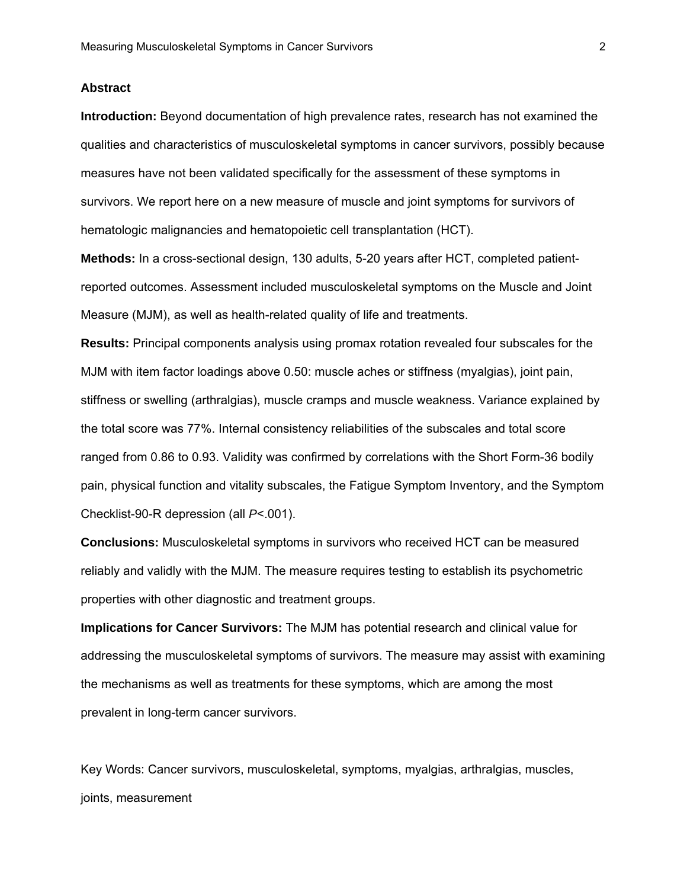## Abstract

**Introduction:** Beyond documentation of high prevalence rates, research has not examined the qualities and characteristics of musculoskeletal symptoms in cancer survivors, possibly because measures have not been validated specifically for the assessment of these symptoms in survivors. We report here on a new measure of muscle and joint symptoms for survivors of hematologic malignancies and hematopoietic cell transplantation (HCT).

**Methods:** In a cross-sectional design, 130 adults, 5-20 years after HCT, completed patient-reported outcomes. Assessment included musculoskeletal symptoms on the Muscle and Joint Measure (MJM), as well as health-related quality of life and treatments.

**Results:** Principal components analysis using promax rotation revealed four subscales for the MJM with item factor loadings above 0.50: muscle aches or stiffness (myalgias), joint pain, stiffness or swelling (arthralgias), muscle cramps and muscle weakness. Variance explained by the total score was 77%. Internal consistency reliabilities of the subscales and total score ranged from 0.86 to 0.93. Validity was confirmed by correlations with the Short Form-36 bodily pain, physical function and vitality subscales, the Fatigue Symptom Inventory, and the Symptom Checklist-90-R depression (all $P<.001$).

**Conclusions:** Musculoskeletal symptoms in survivors who received HCT can be measured reliably and validly with the MJM. The measure requires testing to establish its psychometric properties with other diagnostic and treatment groups.

**Implications for Cancer Survivors:** The MJM has potential research and clinical value for addressing the musculoskeletal symptoms of survivors. The measure may assist with examining the mechanisms as well as treatments for these symptoms, which are among the most prevalent in long-term cancer survivors.

Key Words: Cancer survivors, musculoskeletal, symptoms, myalgias, arthralgias, muscles, joints, measurement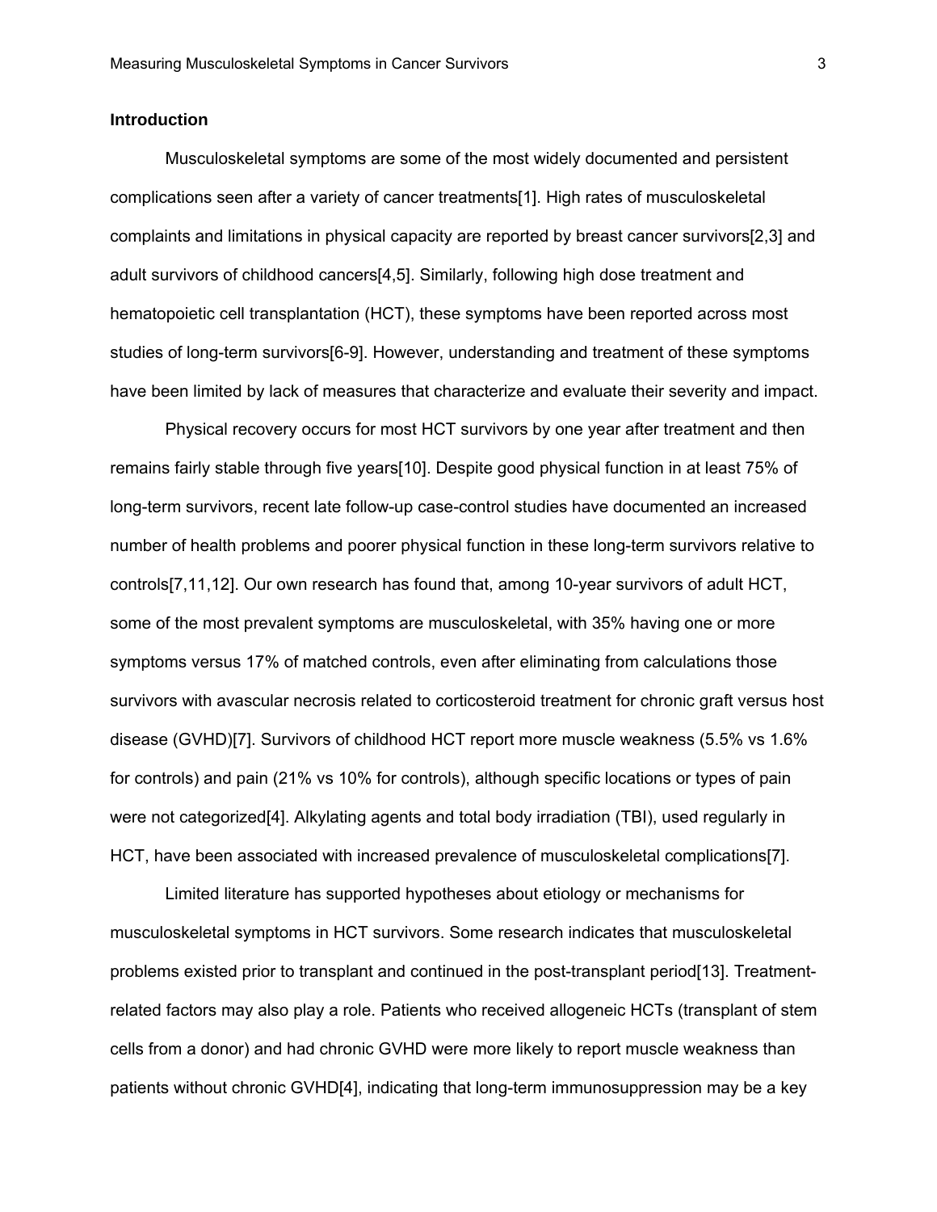## Introduction

Musculoskeletal symptoms are some of the most widely documented and persistent complications seen after a variety of cancer treatments[1]. High rates of musculoskeletal complaints and limitations in physical capacity are reported by breast cancer survivors[2,3] and adult survivors of childhood cancers[4,5]. Similarly, following high dose treatment and hematopoietic cell transplantation (HCT), these symptoms have been reported across most studies of long-term survivors[6-9]. However, understanding and treatment of these symptoms have been limited by lack of measures that characterize and evaluate their severity and impact.

Physical recovery occurs for most HCT survivors by one year after treatment and then remains fairly stable through five years[10]. Despite good physical function in at least 75% of long-term survivors, recent late follow-up case-control studies have documented an increased number of health problems and poorer physical function in these long-term survivors relative to controls[7,11,12]. Our own research has found that, among 10-year survivors of adult HCT, some of the most prevalent symptoms are musculoskeletal, with 35% having one or more symptoms versus 17% of matched controls, even after eliminating from calculations those survivors with avascular necrosis related to corticosteroid treatment for chronic graft versus host disease (GVHD)[7]. Survivors of childhood HCT report more muscle weakness (5.5% vs 1.6% for controls) and pain (21% vs 10% for controls), although specific locations or types of pain were not categorized[4]. Alkylating agents and total body irradiation (TBI), used regularly in HCT, have been associated with increased prevalence of musculoskeletal complications[7].

Limited literature has supported hypotheses about etiology or mechanisms for musculoskeletal symptoms in HCT survivors. Some research indicates that musculoskeletal problems existed prior to transplant and continued in the post-transplant period[13]. Treatment-related factors may also play a role. Patients who received allogeneic HCTs (transplant of stem cells from a donor) and had chronic GVHD were more likely to report muscle weakness than patients without chronic GVHD[4], indicating that long-term immunosuppression may be a key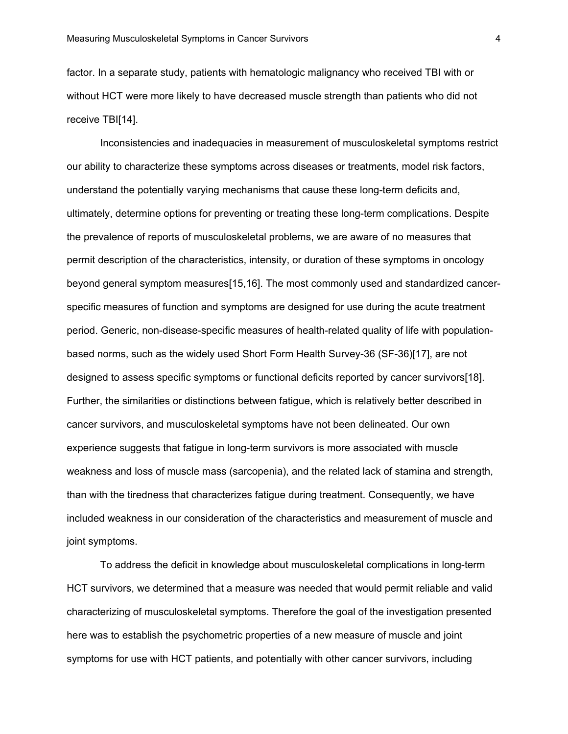factor. In a separate study, patients with hematologic malignancy who received TBI with or without HCT were more likely to have decreased muscle strength than patients who did not receive TBI[14].

Inconsistencies and inadequacies in measurement of musculoskeletal symptoms restrict our ability to characterize these symptoms across diseases or treatments, model risk factors, understand the potentially varying mechanisms that cause these long-term deficits and, ultimately, determine options for preventing or treating these long-term complications. Despite the prevalence of reports of musculoskeletal problems, we are aware of no measures that permit description of the characteristics, intensity, or duration of these symptoms in oncology beyond general symptom measures[15,16]. The most commonly used and standardized cancer-specific measures of function and symptoms are designed for use during the acute treatment period. Generic, non-disease-specific measures of health-related quality of life with population-based norms, such as the widely used Short Form Health Survey-36 (SF-36)[17], are not designed to assess specific symptoms or functional deficits reported by cancer survivors[18]. Further, the similarities or distinctions between fatigue, which is relatively better described in cancer survivors, and musculoskeletal symptoms have not been delineated. Our own experience suggests that fatigue in long-term survivors is more associated with muscle weakness and loss of muscle mass (sarcopenia), and the related lack of stamina and strength, than with the tiredness that characterizes fatigue during treatment. Consequently, we have included weakness in our consideration of the characteristics and measurement of muscle and joint symptoms.

To address the deficit in knowledge about musculoskeletal complications in long-term HCT survivors, we determined that a measure was needed that would permit reliable and valid characterizing of musculoskeletal symptoms. Therefore the goal of the investigation presented here was to establish the psychometric properties of a new measure of muscle and joint symptoms for use with HCT patients, and potentially with other cancer survivors, including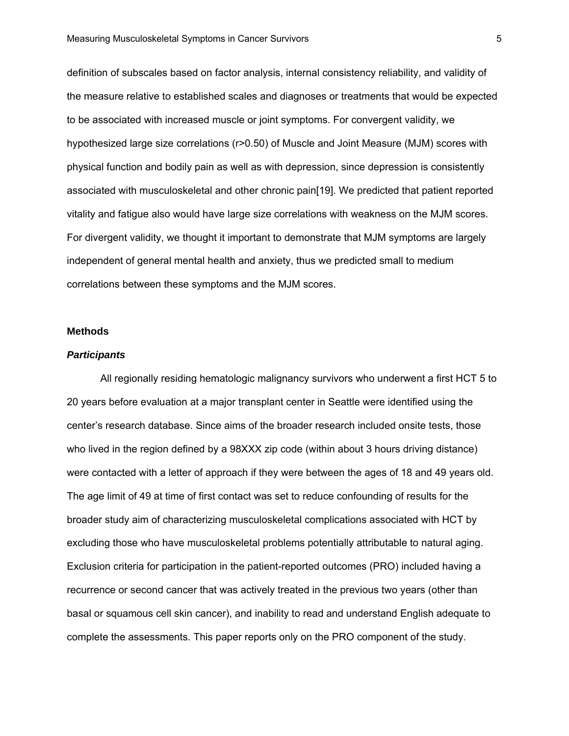definition of subscales based on factor analysis, internal consistency reliability, and validity of the measure relative to established scales and diagnoses or treatments that would be expected to be associated with increased muscle or joint symptoms. For convergent validity, we hypothesized large size correlations ($r>0.50$) of Muscle and Joint Measure (MJM) scores with physical function and bodily pain as well as with depression, since depression is consistently associated with musculoskeletal and other chronic pain[19]. We predicted that patient reported vitality and fatigue also would have large size correlations with weakness on the MJM scores. For divergent validity, we thought it important to demonstrate that MJM symptoms are largely independent of general mental health and anxiety, thus we predicted small to medium correlations between these symptoms and the MJM scores.

## Methods

### *Participants*

All regionally residing hematologic malignancy survivors who underwent a first HCT 5 to 20 years before evaluation at a major transplant center in Seattle were identified using the center's research database. Since aims of the broader research included onsite tests, those who lived in the region defined by a 98XXX zip code (within about 3 hours driving distance) were contacted with a letter of approach if they were between the ages of 18 and 49 years old. The age limit of 49 at time of first contact was set to reduce confounding of results for the broader study aim of characterizing musculoskeletal complications associated with HCT by excluding those who have musculoskeletal problems potentially attributable to natural aging. Exclusion criteria for participation in the patient-reported outcomes (PRO) included having a recurrence or second cancer that was actively treated in the previous two years (other than basal or squamous cell skin cancer), and inability to read and understand English adequate to complete the assessments. This paper reports only on the PRO component of the study.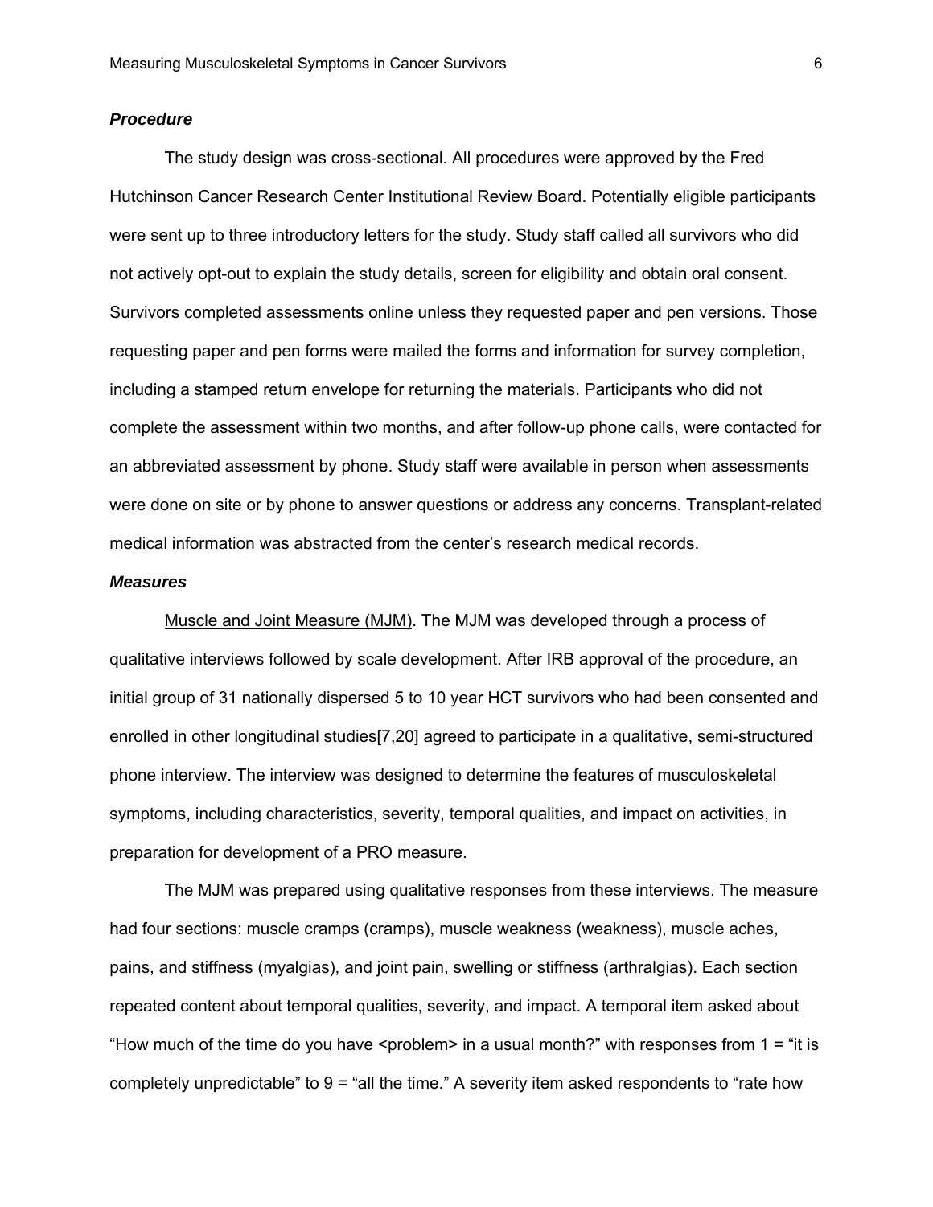### *Procedure*

The study design was cross-sectional. All procedures were approved by the Fred Hutchinson Cancer Research Center Institutional Review Board. Potentially eligible participants were sent up to three introductory letters for the study. Study staff called all survivors who did not actively opt-out to explain the study details, screen for eligibility and obtain oral consent. Survivors completed assessments online unless they requested paper and pen versions. Those requesting paper and pen forms were mailed the forms and information for survey completion, including a stamped return envelope for returning the materials. Participants who did not complete the assessment within two months, and after follow-up phone calls, were contacted for an abbreviated assessment by phone. Study staff were available in person when assessments were done on site or by phone to answer questions or address any concerns. Transplant-related medical information was abstracted from the center's research medical records.

### *Measures*

Muscle and Joint Measure (MJM). The MJM was developed through a process of qualitative interviews followed by scale development. After IRB approval of the procedure, an initial group of 31 nationally dispersed 5 to 10 year HCT survivors who had been consented and enrolled in other longitudinal studies[7,20] agreed to participate in a qualitative, semi-structured phone interview. The interview was designed to determine the features of musculoskeletal symptoms, including characteristics, severity, temporal qualities, and impact on activities, in preparation for development of a PRO measure.

The MJM was prepared using qualitative responses from these interviews. The measure had four sections: muscle cramps (cramps), muscle weakness (weakness), muscle aches, pains, and stiffness (myalgias), and joint pain, swelling or stiffness (arthralgias). Each section repeated content about temporal qualities, severity, and impact. A temporal item asked about "How much of the time do you have <problem> in a usual month?" with responses from 1 = "it is completely unpredictable" to 9 = "all the time." A severity item asked respondents to "rate how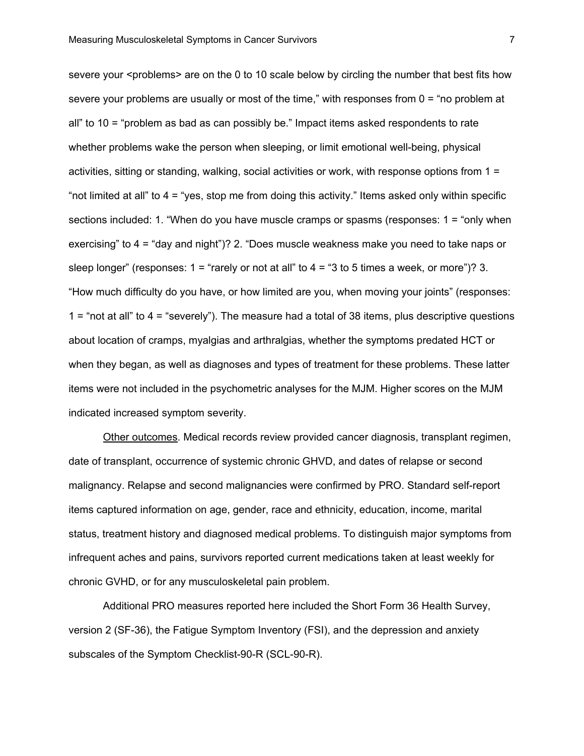severe your <problems> are on the 0 to 10 scale below by circling the number that best fits how severe your problems are usually or most of the time," with responses from 0 = "no problem at all" to 10 = "problem as bad as can possibly be." Impact items asked respondents to rate whether problems wake the person when sleeping, or limit emotional well-being, physical activities, sitting or standing, walking, social activities or work, with response options from 1 = "not limited at all" to 4 = "yes, stop me from doing this activity." Items asked only within specific sections included: 1. "When do you have muscle cramps or spasms (responses: 1 = "only when exercising" to 4 = "day and night")? 2. "Does muscle weakness make you need to take naps or sleep longer" (responses: 1 = "rarely or not at all" to 4 = "3 to 5 times a week, or more")? 3. "How much difficulty do you have, or how limited are you, when moving your joints" (responses: 1 = "not at all" to 4 = "severely"). The measure had a total of 38 items, plus descriptive questions about location of cramps, myalgias and arthralgias, whether the symptoms predated HCT or when they began, as well as diagnoses and types of treatment for these problems. These latter items were not included in the psychometric analyses for the MJM. Higher scores on the MJM indicated increased symptom severity.

Other outcomes. Medical records review provided cancer diagnosis, transplant regimen, date of transplant, occurrence of systemic chronic GHVD, and dates of relapse or second malignancy. Relapse and second malignancies were confirmed by PRO. Standard self-report items captured information on age, gender, race and ethnicity, education, income, marital status, treatment history and diagnosed medical problems. To distinguish major symptoms from infrequent aches and pains, survivors reported current medications taken at least weekly for chronic GVHD, or for any musculoskeletal pain problem.

Additional PRO measures reported here included the Short Form 36 Health Survey, version 2 (SF-36), the Fatigue Symptom Inventory (FSI), and the depression and anxiety subscales of the Symptom Checklist-90-R (SCL-90-R).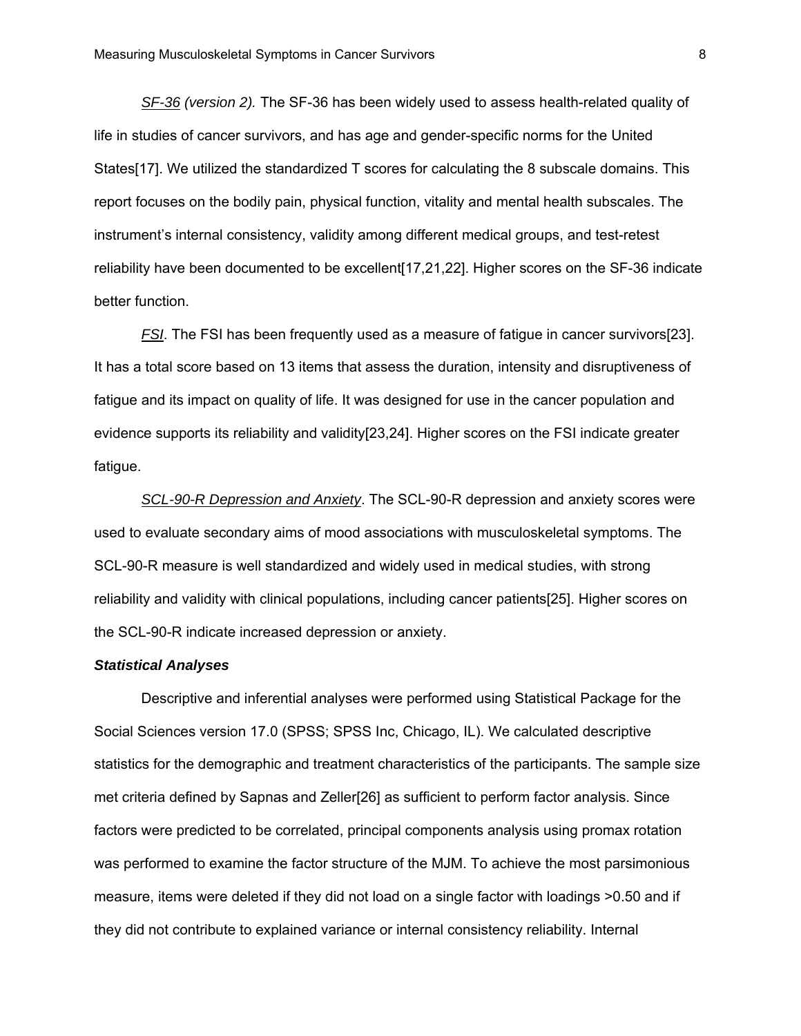*<u>SF-36</u> (version 2).* The SF-36 has been widely used to assess health-related quality of life in studies of cancer survivors, and has age and gender-specific norms for the United States[17]. We utilized the standardized T scores for calculating the 8 subscale domains. This report focuses on the bodily pain, physical function, vitality and mental health subscales. The instrument's internal consistency, validity among different medical groups, and test-retest reliability have been documented to be excellent[17,21,22]. Higher scores on the SF-36 indicate better function.

*<u>FSI</u>*. The FSI has been frequently used as a measure of fatigue in cancer survivors[23]. It has a total score based on 13 items that assess the duration, intensity and disruptiveness of fatigue and its impact on quality of life. It was designed for use in the cancer population and evidence supports its reliability and validity[23,24]. Higher scores on the FSI indicate greater fatigue.

*<u>SCL-90-R Depression and Anxiety</u>*. The SCL-90-R depression and anxiety scores were used to evaluate secondary aims of mood associations with musculoskeletal symptoms. The SCL-90-R measure is well standardized and widely used in medical studies, with strong reliability and validity with clinical populations, including cancer patients[25]. Higher scores on the SCL-90-R indicate increased depression or anxiety.

***Statistical Analyses***

Descriptive and inferential analyses were performed using Statistical Package for the Social Sciences version 17.0 (SPSS; SPSS Inc, Chicago, IL). We calculated descriptive statistics for the demographic and treatment characteristics of the participants. The sample size met criteria defined by Sapnas and Zeller[26] as sufficient to perform factor analysis. Since factors were predicted to be correlated, principal components analysis using promax rotation was performed to examine the factor structure of the MJM. To achieve the most parsimonious measure, items were deleted if they did not load on a single factor with loadings >0.50 and if they did not contribute to explained variance or internal consistency reliability. Internal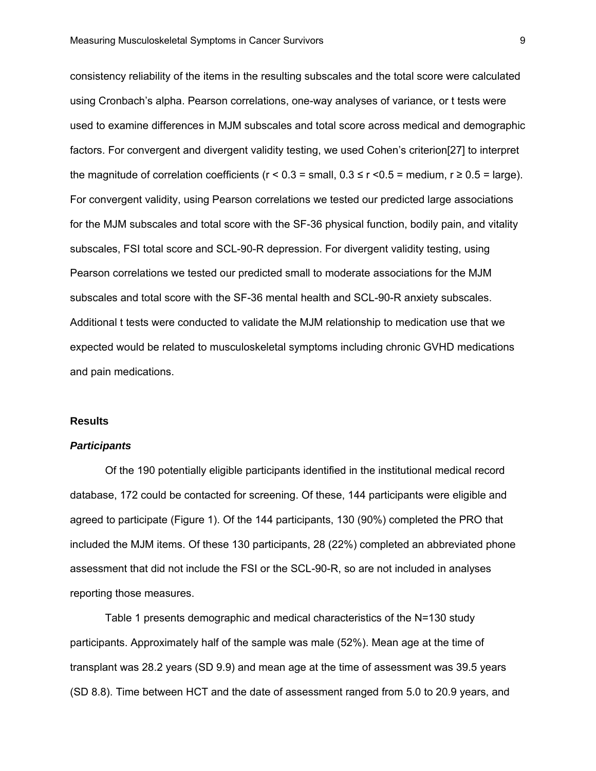consistency reliability of the items in the resulting subscales and the total score were calculated using Cronbach's alpha. Pearson correlations, one-way analyses of variance, or t tests were used to examine differences in MJM subscales and total score across medical and demographic factors. For convergent and divergent validity testing, we used Cohen's criterion[27] to interpret the magnitude of correlation coefficients ($r < 0.3$ = small, $0.3 \leq r < 0.5$ = medium, $r \geq 0.5$ = large). For convergent validity, using Pearson correlations we tested our predicted large associations for the MJM subscales and total score with the SF-36 physical function, bodily pain, and vitality subscales, FSI total score and SCL-90-R depression. For divergent validity testing, using Pearson correlations we tested our predicted small to moderate associations for the MJM subscales and total score with the SF-36 mental health and SCL-90-R anxiety subscales. Additional t tests were conducted to validate the MJM relationship to medication use that we expected would be related to musculoskeletal symptoms including chronic GVHD medications and pain medications.

## Results

### *Participants*

Of the 190 potentially eligible participants identified in the institutional medical record database, 172 could be contacted for screening. Of these, 144 participants were eligible and agreed to participate (Figure 1). Of the 144 participants, 130 (90%) completed the PRO that included the MJM items. Of these 130 participants, 28 (22%) completed an abbreviated phone assessment that did not include the FSI or the SCL-90-R, so are not included in analyses reporting those measures.

Table 1 presents demographic and medical characteristics of the N=130 study participants. Approximately half of the sample was male (52%). Mean age at the time of transplant was 28.2 years (SD 9.9) and mean age at the time of assessment was 39.5 years (SD 8.8). Time between HCT and the date of assessment ranged from 5.0 to 20.9 years, and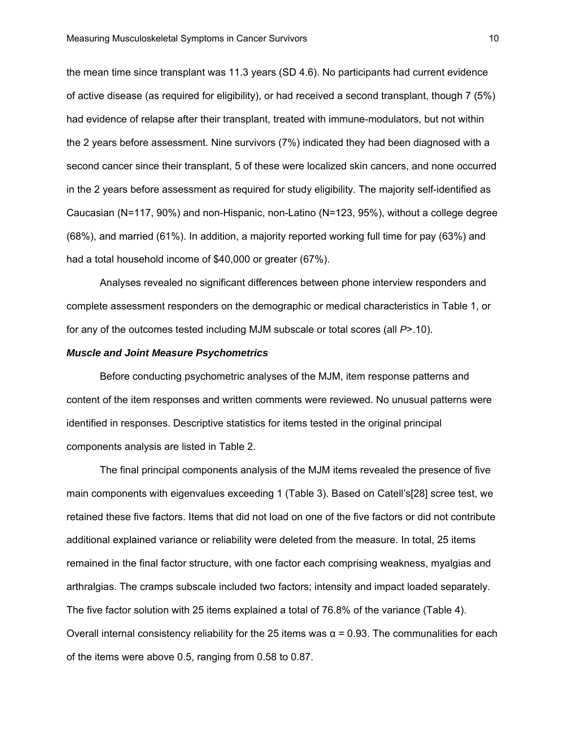the mean time since transplant was 11.3 years (SD 4.6). No participants had current evidence of active disease (as required for eligibility), or had received a second transplant, though 7 (5%) had evidence of relapse after their transplant, treated with immune-modulators, but not within the 2 years before assessment. Nine survivors (7%) indicated they had been diagnosed with a second cancer since their transplant, 5 of these were localized skin cancers, and none occurred in the 2 years before assessment as required for study eligibility. The majority self-identified as Caucasian (N=117, 90%) and non-Hispanic, non-Latino (N=123, 95%), without a college degree (68%), and married (61%). In addition, a majority reported working full time for pay (63%) and had a total household income of $40,000 or greater (67%).

Analyses revealed no significant differences between phone interview responders and complete assessment responders on the demographic or medical characteristics in Table 1, or for any of the outcomes tested including MJM subscale or total scores (all $P$>.10).

### ***Muscle and Joint Measure Psychometrics***

Before conducting psychometric analyses of the MJM, item response patterns and content of the item responses and written comments were reviewed. No unusual patterns were identified in responses. Descriptive statistics for items tested in the original principal components analysis are listed in Table 2.

The final principal components analysis of the MJM items revealed the presence of five main components with eigenvalues exceeding 1 (Table 3). Based on Catell's[28] scree test, we retained these five factors. Items that did not load on one of the five factors or did not contribute additional explained variance or reliability were deleted from the measure. In total, 25 items remained in the final factor structure, with one factor each comprising weakness, myalgias and arthralgias. The cramps subscale included two factors; intensity and impact loaded separately. The five factor solution with 25 items explained a total of 76.8% of the variance (Table 4). Overall internal consistency reliability for the 25 items was $\alpha$ = 0.93. The communalities for each of the items were above 0.5, ranging from 0.58 to 0.87.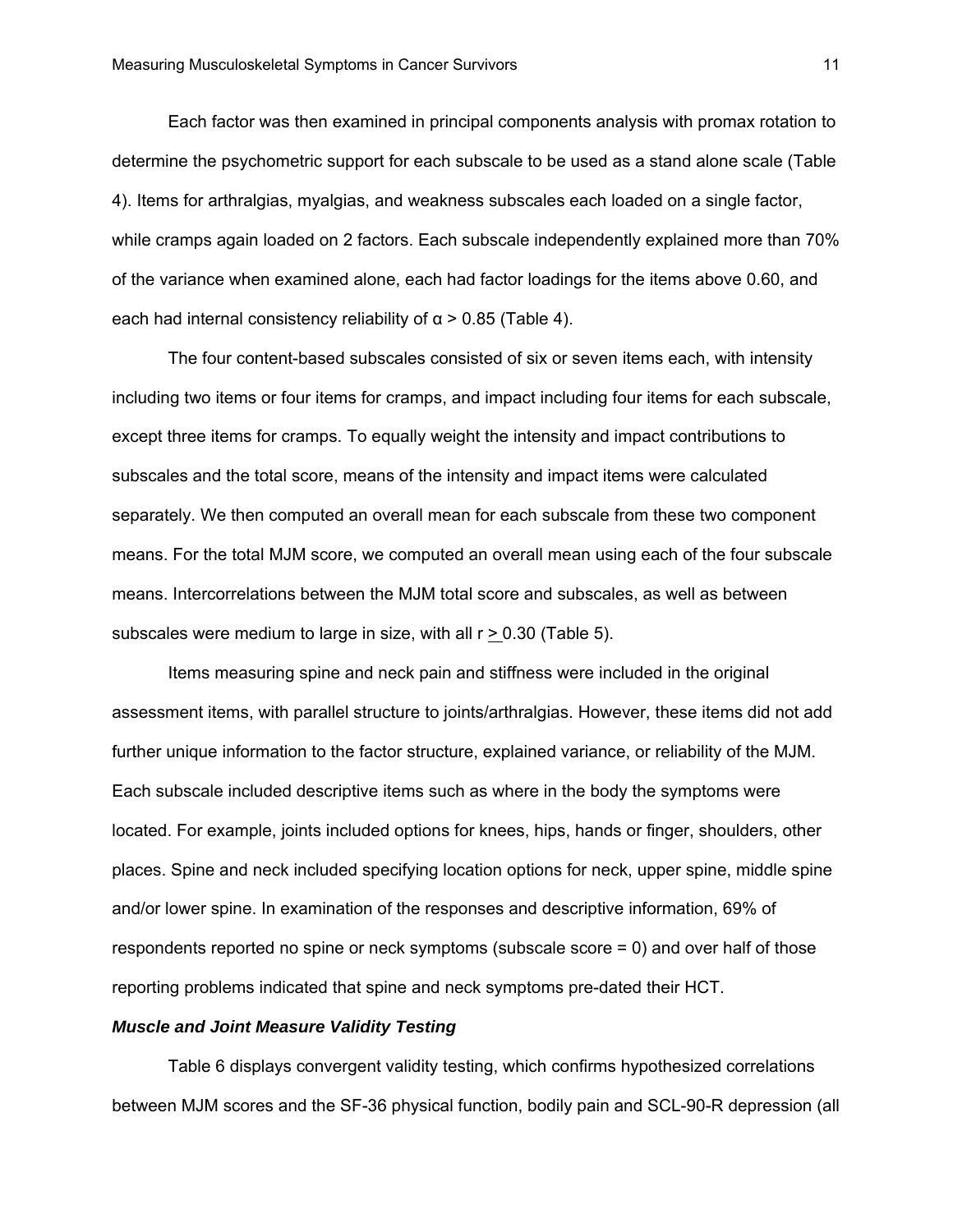Each factor was then examined in principal components analysis with promax rotation to determine the psychometric support for each subscale to be used as a stand alone scale (Table 4). Items for arthralgias, myalgias, and weakness subscales each loaded on a single factor, while cramps again loaded on 2 factors. Each subscale independently explained more than 70% of the variance when examined alone, each had factor loadings for the items above 0.60, and each had internal consistency reliability of $\alpha > 0.85$ (Table 4).

The four content-based subscales consisted of six or seven items each, with intensity including two items or four items for cramps, and impact including four items for each subscale, except three items for cramps. To equally weight the intensity and impact contributions to subscales and the total score, means of the intensity and impact items were calculated separately. We then computed an overall mean for each subscale from these two component means. For the total MJM score, we computed an overall mean using each of the four subscale means. Intercorrelations between the MJM total score and subscales, as well as between subscales were medium to large in size, with all $r \geq 0.30$ (Table 5).

Items measuring spine and neck pain and stiffness were included in the original assessment items, with parallel structure to joints/arthralgias. However, these items did not add further unique information to the factor structure, explained variance, or reliability of the MJM. Each subscale included descriptive items such as where in the body the symptoms were located. For example, joints included options for knees, hips, hands or finger, shoulders, other places. Spine and neck included specifying location options for neck, upper spine, middle spine and/or lower spine. In examination of the responses and descriptive information, 69% of respondents reported no spine or neck symptoms (subscale score = 0) and over half of those reporting problems indicated that spine and neck symptoms pre-dated their HCT.

### *Muscle and Joint Measure Validity Testing*

Table 6 displays convergent validity testing, which confirms hypothesized correlations between MJM scores and the SF-36 physical function, bodily pain and SCL-90-R depression (all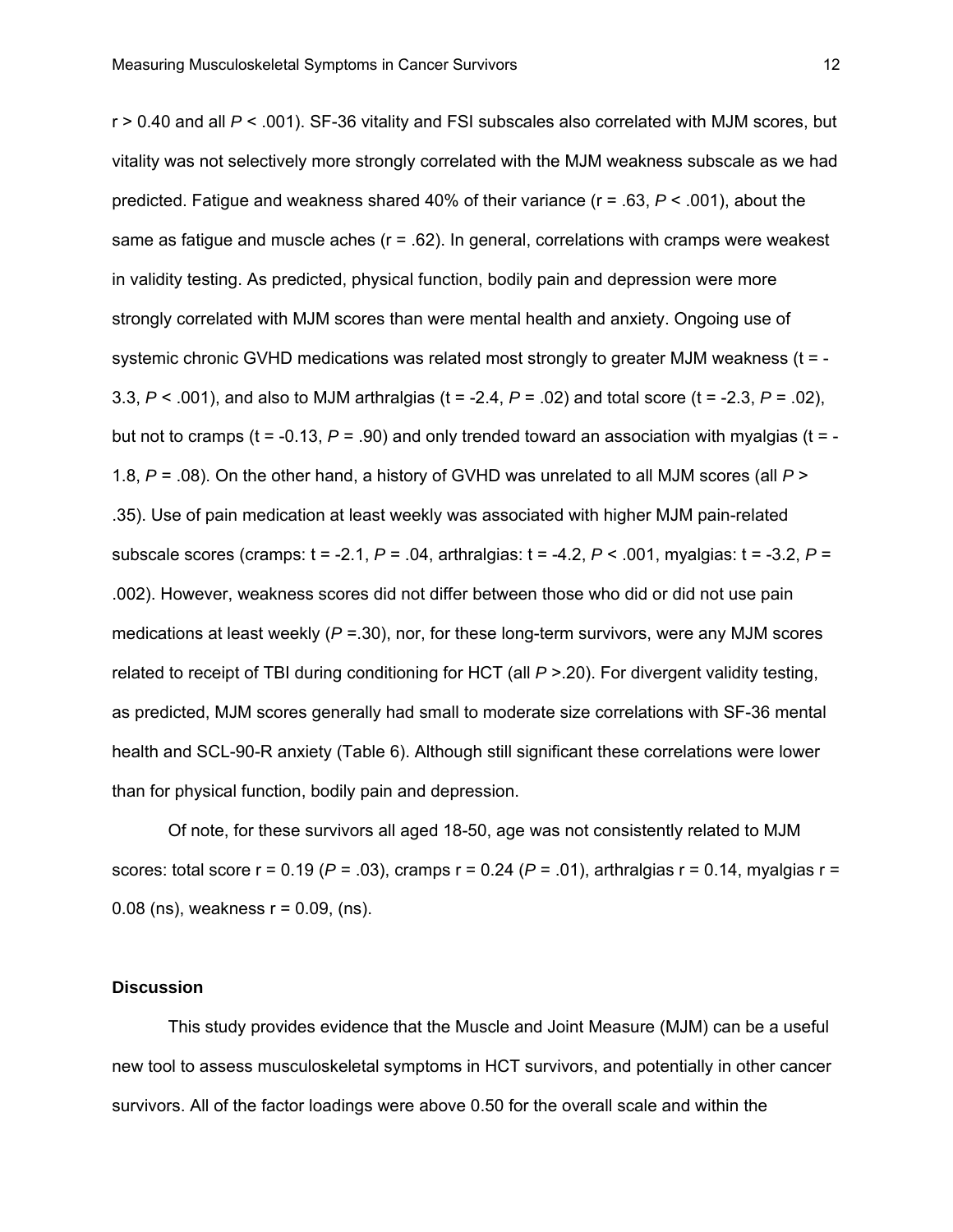$r > 0.40$ and all $P < .001$). SF-36 vitality and FSI subscales also correlated with MJM scores, but vitality was not selectively more strongly correlated with the MJM weakness subscale as we had predicted. Fatigue and weakness shared 40% of their variance ($r = .63$, $P < .001$), about the same as fatigue and muscle aches ($r = .62$). In general, correlations with cramps were weakest in validity testing. As predicted, physical function, bodily pain and depression were more strongly correlated with MJM scores than were mental health and anxiety. Ongoing use of systemic chronic GVHD medications was related most strongly to greater MJM weakness ($t = -3.3$, $P < .001$), and also to MJM arthralgias ($t = -2.4$, $P = .02$) and total score ($t = -2.3$, $P = .02$), but not to cramps ($t = -0.13$, $P = .90$) and only trended toward an association with myalgias ($t = -1.8$, $P = .08$). On the other hand, a history of GVHD was unrelated to all MJM scores (all $P > .35$). Use of pain medication at least weekly was associated with higher MJM pain-related subscale scores (cramps: $t = -2.1$, $P = .04$, arthralgias: $t = -4.2$, $P < .001$, myalgias: $t = -3.2$, $P = .002$). However, weakness scores did not differ between those who did or did not use pain medications at least weekly ($P = .30$), nor, for these long-term survivors, were any MJM scores related to receipt of TBI during conditioning for HCT (all $P > .20$). For divergent validity testing, as predicted, MJM scores generally had small to moderate size correlations with SF-36 mental health and SCL-90-R anxiety (Table 6). Although still significant these correlations were lower than for physical function, bodily pain and depression.

Of note, for these survivors all aged 18-50, age was not consistently related to MJM scores: total score $r = 0.19$ ($P = .03$), cramps $r = 0.24$ ($P = .01$), arthralgias $r = 0.14$, myalgias $r = 0.08$ (ns), weakness $r = 0.09$, (ns).

### Discussion

This study provides evidence that the Muscle and Joint Measure (MJM) can be a useful new tool to assess musculoskeletal symptoms in HCT survivors, and potentially in other cancer survivors. All of the factor loadings were above 0.50 for the overall scale and within the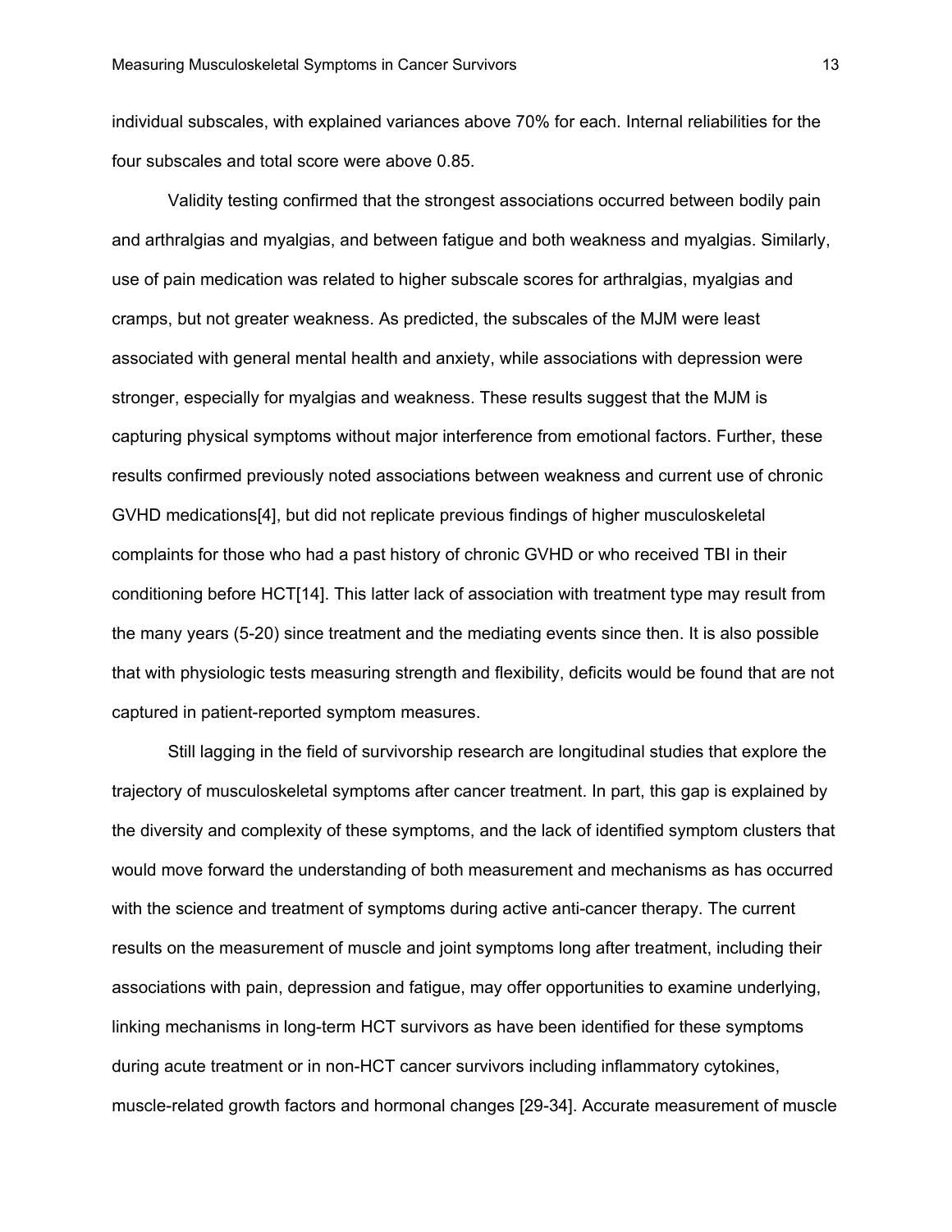individual subscales, with explained variances above 70% for each. Internal reliabilities for the four subscales and total score were above 0.85.

Validity testing confirmed that the strongest associations occurred between bodily pain and arthralgias and myalgias, and between fatigue and both weakness and myalgias. Similarly, use of pain medication was related to higher subscale scores for arthralgias, myalgias and cramps, but not greater weakness. As predicted, the subscales of the MJM were least associated with general mental health and anxiety, while associations with depression were stronger, especially for myalgias and weakness. These results suggest that the MJM is capturing physical symptoms without major interference from emotional factors. Further, these results confirmed previously noted associations between weakness and current use of chronic GVHD medications[4], but did not replicate previous findings of higher musculoskeletal complaints for those who had a past history of chronic GVHD or who received TBI in their conditioning before HCT[14]. This latter lack of association with treatment type may result from the many years (5-20) since treatment and the mediating events since then. It is also possible that with physiologic tests measuring strength and flexibility, deficits would be found that are not captured in patient-reported symptom measures.

Still lagging in the field of survivorship research are longitudinal studies that explore the trajectory of musculoskeletal symptoms after cancer treatment. In part, this gap is explained by the diversity and complexity of these symptoms, and the lack of identified symptom clusters that would move forward the understanding of both measurement and mechanisms as has occurred with the science and treatment of symptoms during active anti-cancer therapy. The current results on the measurement of muscle and joint symptoms long after treatment, including their associations with pain, depression and fatigue, may offer opportunities to examine underlying, linking mechanisms in long-term HCT survivors as have been identified for these symptoms during acute treatment or in non-HCT cancer survivors including inflammatory cytokines, muscle-related growth factors and hormonal changes [29-34]. Accurate measurement of muscle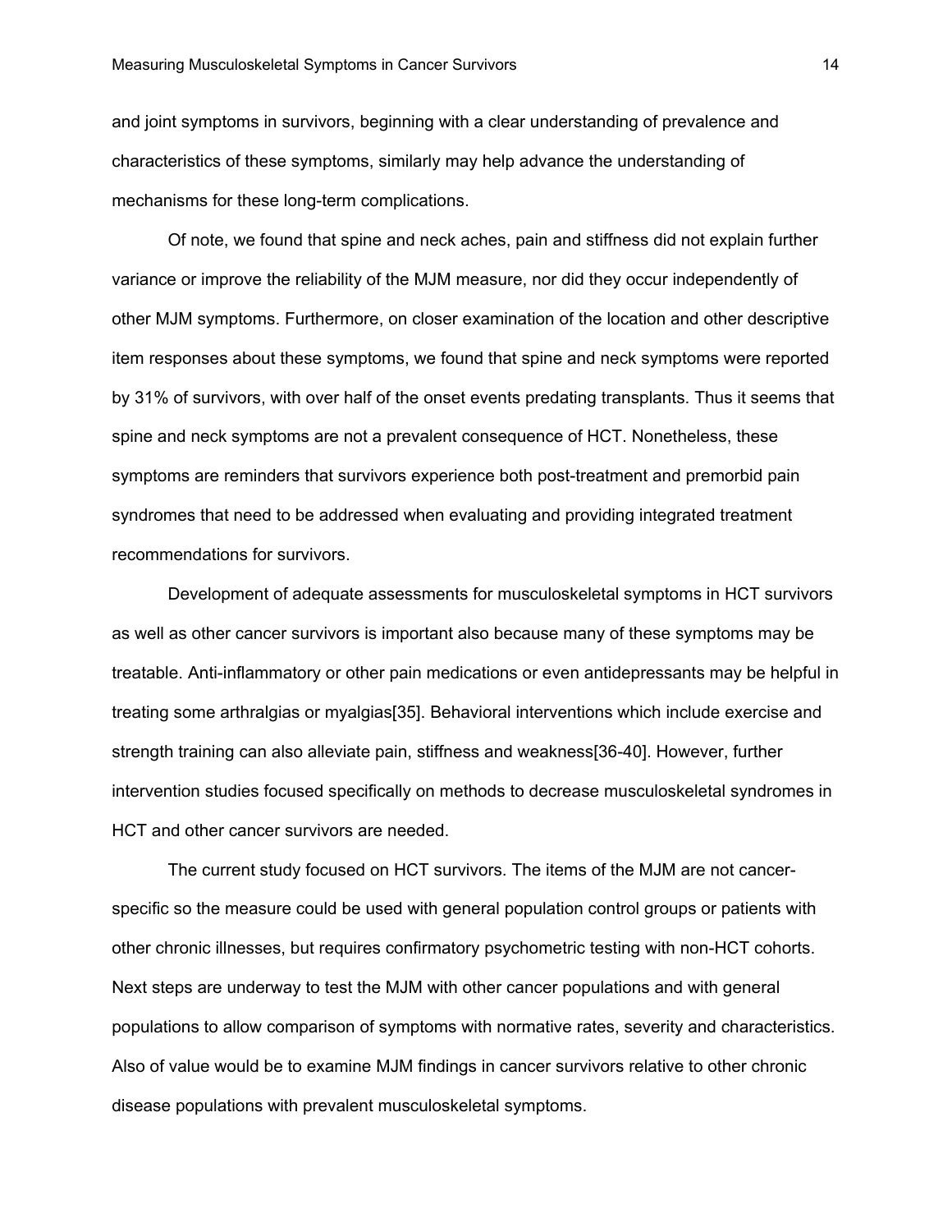and joint symptoms in survivors, beginning with a clear understanding of prevalence and characteristics of these symptoms, similarly may help advance the understanding of mechanisms for these long-term complications.

Of note, we found that spine and neck aches, pain and stiffness did not explain further variance or improve the reliability of the MJM measure, nor did they occur independently of other MJM symptoms. Furthermore, on closer examination of the location and other descriptive item responses about these symptoms, we found that spine and neck symptoms were reported by 31% of survivors, with over half of the onset events predating transplants. Thus it seems that spine and neck symptoms are not a prevalent consequence of HCT. Nonetheless, these symptoms are reminders that survivors experience both post-treatment and premorbid pain syndromes that need to be addressed when evaluating and providing integrated treatment recommendations for survivors.

Development of adequate assessments for musculoskeletal symptoms in HCT survivors as well as other cancer survivors is important also because many of these symptoms may be treatable. Anti-inflammatory or other pain medications or even antidepressants may be helpful in treating some arthralgias or myalgias[35]. Behavioral interventions which include exercise and strength training can also alleviate pain, stiffness and weakness[36-40]. However, further intervention studies focused specifically on methods to decrease musculoskeletal syndromes in HCT and other cancer survivors are needed.

The current study focused on HCT survivors. The items of the MJM are not cancer-specific so the measure could be used with general population control groups or patients with other chronic illnesses, but requires confirmatory psychometric testing with non-HCT cohorts. Next steps are underway to test the MJM with other cancer populations and with general populations to allow comparison of symptoms with normative rates, severity and characteristics. Also of value would be to examine MJM findings in cancer survivors relative to other chronic disease populations with prevalent musculoskeletal symptoms.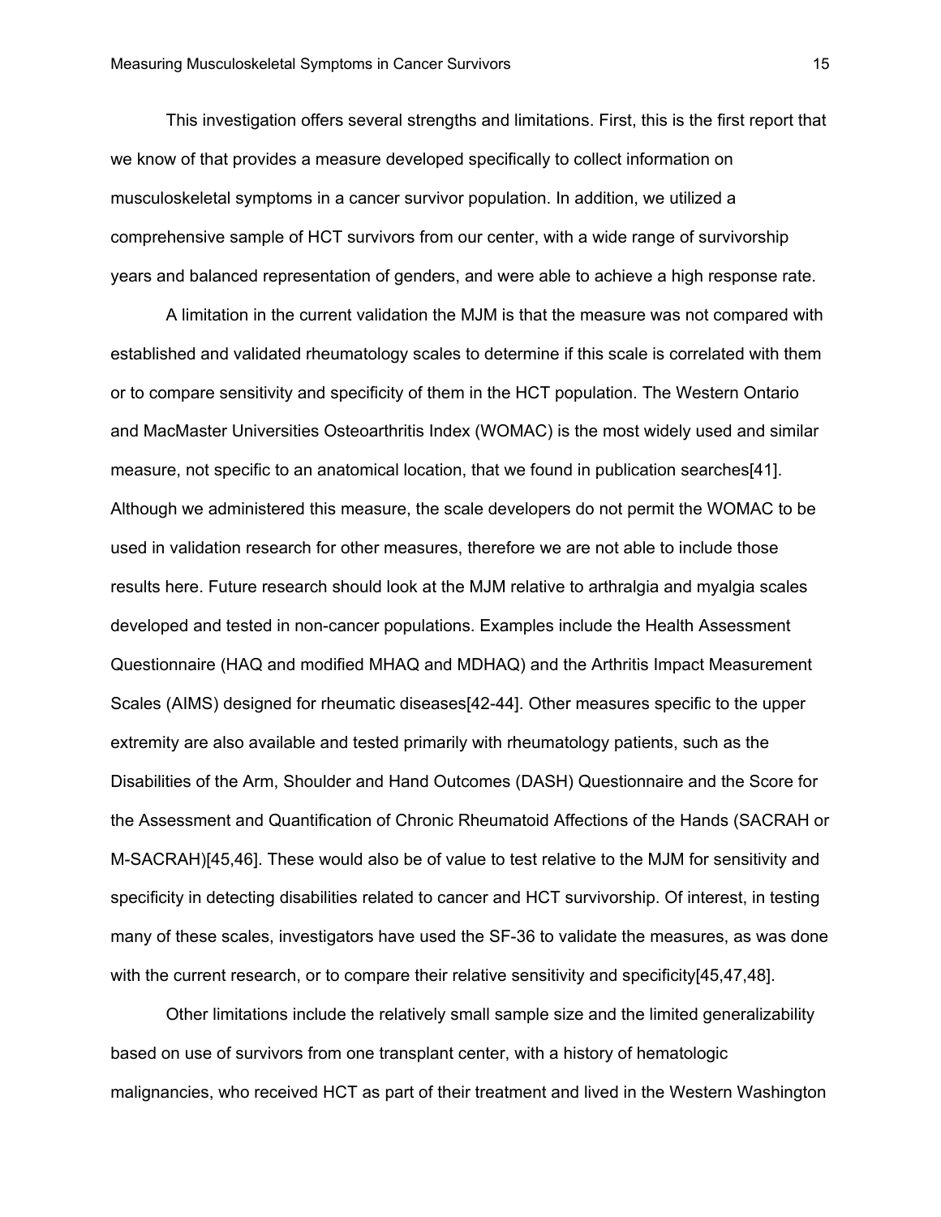This investigation offers several strengths and limitations. First, this is the first report that we know of that provides a measure developed specifically to collect information on musculoskeletal symptoms in a cancer survivor population. In addition, we utilized a comprehensive sample of HCT survivors from our center, with a wide range of survivorship years and balanced representation of genders, and were able to achieve a high response rate.

A limitation in the current validation the MJM is that the measure was not compared with established and validated rheumatology scales to determine if this scale is correlated with them or to compare sensitivity and specificity of them in the HCT population. The Western Ontario and MacMaster Universities Osteoarthritis Index (WOMAC) is the most widely used and similar measure, not specific to an anatomical location, that we found in publication searches[41]. Although we administered this measure, the scale developers do not permit the WOMAC to be used in validation research for other measures, therefore we are not able to include those results here. Future research should look at the MJM relative to arthralgia and myalgia scales developed and tested in non-cancer populations. Examples include the Health Assessment Questionnaire (HAQ and modified MHAQ and MDHAQ) and the Arthritis Impact Measurement Scales (AIMS) designed for rheumatic diseases[42-44]. Other measures specific to the upper extremity are also available and tested primarily with rheumatology patients, such as the Disabilities of the Arm, Shoulder and Hand Outcomes (DASH) Questionnaire and the Score for the Assessment and Quantification of Chronic Rheumatoid Affections of the Hands (SACRAH or M-SACRAH)[45,46]. These would also be of value to test relative to the MJM for sensitivity and specificity in detecting disabilities related to cancer and HCT survivorship. Of interest, in testing many of these scales, investigators have used the SF-36 to validate the measures, as was done with the current research, or to compare their relative sensitivity and specificity[45,47,48].

Other limitations include the relatively small sample size and the limited generalizability based on use of survivors from one transplant center, with a history of hematologic malignancies, who received HCT as part of their treatment and lived in the Western Washington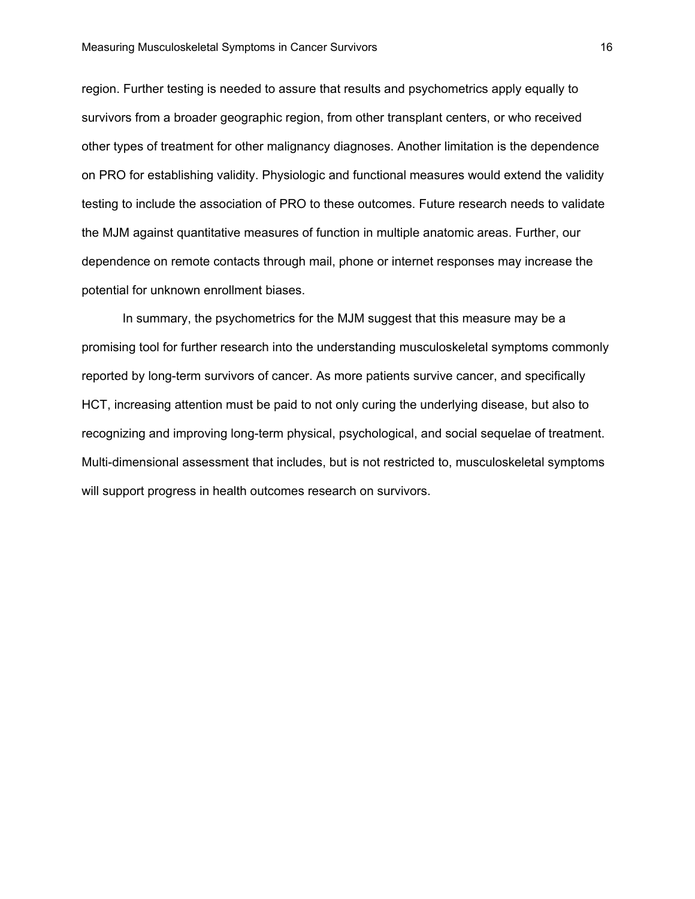region. Further testing is needed to assure that results and psychometrics apply equally to survivors from a broader geographic region, from other transplant centers, or who received other types of treatment for other malignancy diagnoses. Another limitation is the dependence on PRO for establishing validity. Physiologic and functional measures would extend the validity testing to include the association of PRO to these outcomes. Future research needs to validate the MJM against quantitative measures of function in multiple anatomic areas. Further, our dependence on remote contacts through mail, phone or internet responses may increase the potential for unknown enrollment biases.

In summary, the psychometrics for the MJM suggest that this measure may be a promising tool for further research into the understanding musculoskeletal symptoms commonly reported by long-term survivors of cancer. As more patients survive cancer, and specifically HCT, increasing attention must be paid to not only curing the underlying disease, but also to recognizing and improving long-term physical, psychological, and social sequelae of treatment. Multi-dimensional assessment that includes, but is not restricted to, musculoskeletal symptoms will support progress in health outcomes research on survivors.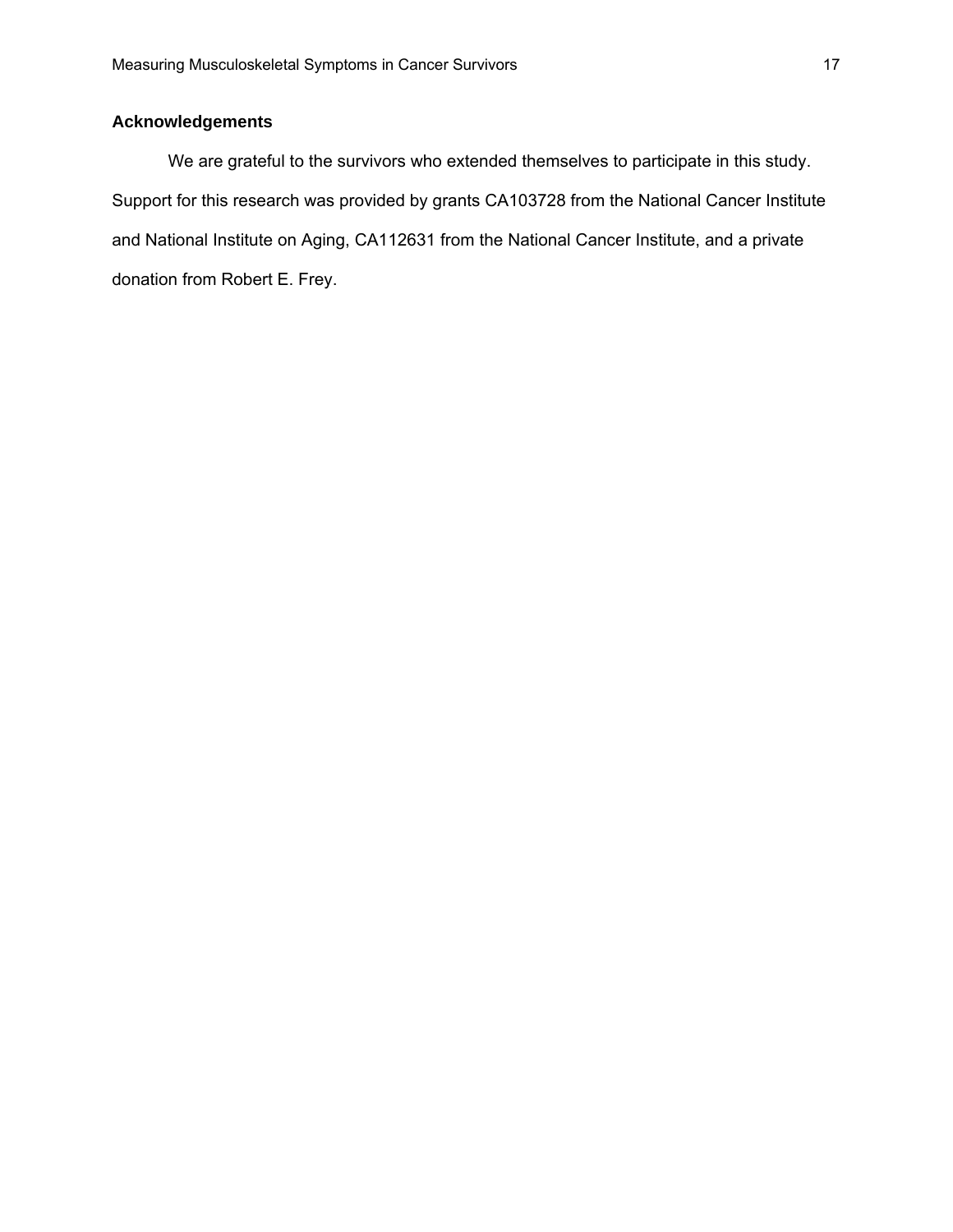## Acknowledgements

We are grateful to the survivors who extended themselves to participate in this study. Support for this research was provided by grants CA103728 from the National Cancer Institute and National Institute on Aging, CA112631 from the National Cancer Institute, and a private donation from Robert E. Frey.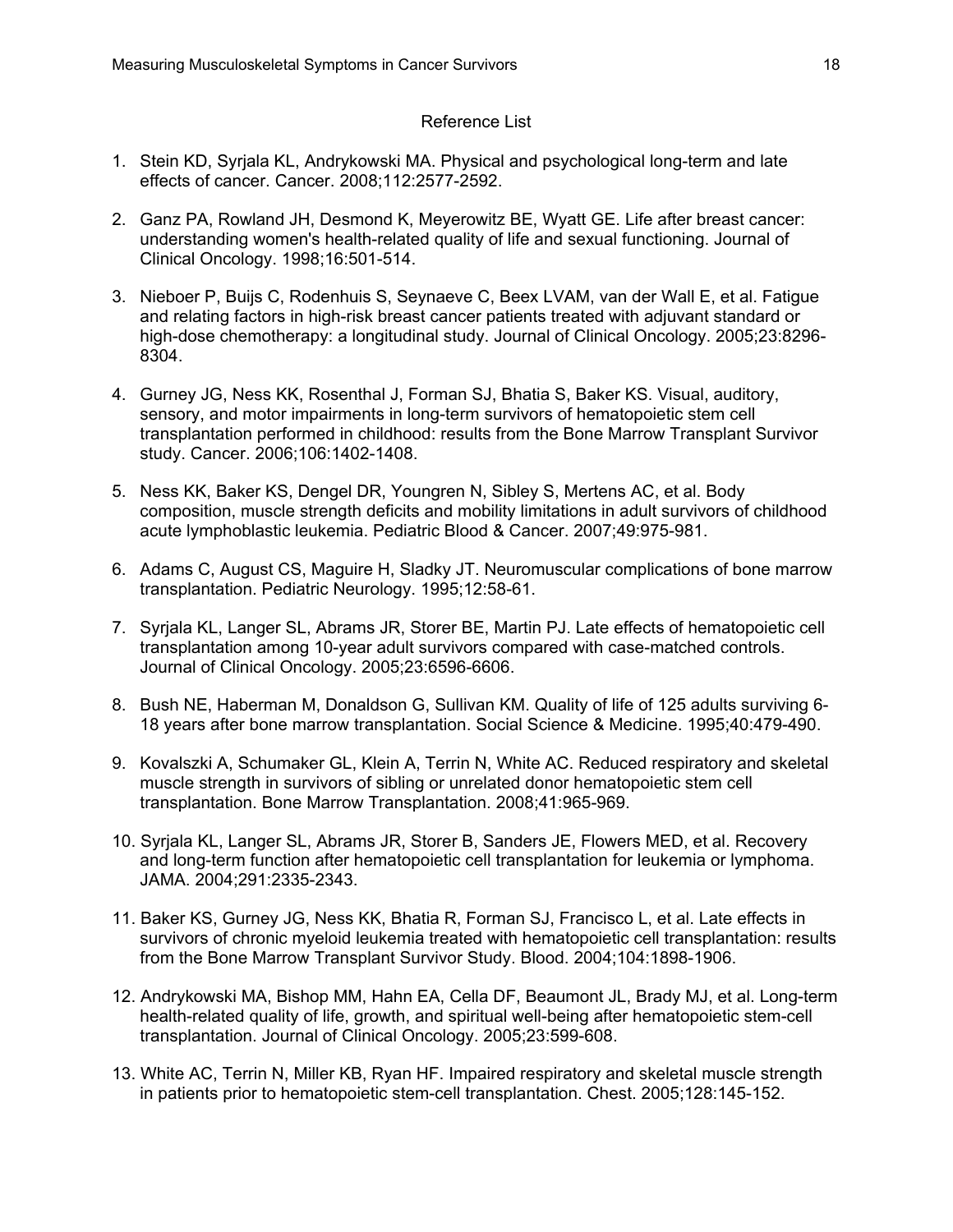## Reference List

1. Stein KD, Syrjala KL, Andrykowski MA. Physical and psychological long-term and late effects of cancer. Cancer. 2008;112:2577-2592.

2. Ganz PA, Rowland JH, Desmond K, Meyerowitz BE, Wyatt GE. Life after breast cancer: understanding women's health-related quality of life and sexual functioning. Journal of Clinical Oncology. 1998;16:501-514.

3. Nieboer P, Buijs C, Rodenhuis S, Seynaeve C, Beex LVAM, van der Wall E, et al. Fatigue and relating factors in high-risk breast cancer patients treated with adjuvant standard or high-dose chemotherapy: a longitudinal study. Journal of Clinical Oncology. 2005;23:8296-8304.

4. Gurney JG, Ness KK, Rosenthal J, Forman SJ, Bhatia S, Baker KS. Visual, auditory, sensory, and motor impairments in long-term survivors of hematopoietic stem cell transplantation performed in childhood: results from the Bone Marrow Transplant Survivor study. Cancer. 2006;106:1402-1408.

5. Ness KK, Baker KS, Dengel DR, Youngren N, Sibley S, Mertens AC, et al. Body composition, muscle strength deficits and mobility limitations in adult survivors of childhood acute lymphoblastic leukemia. Pediatric Blood & Cancer. 2007;49:975-981.

6. Adams C, August CS, Maguire H, Sladky JT. Neuromuscular complications of bone marrow transplantation. Pediatric Neurology. 1995;12:58-61.

7. Syrjala KL, Langer SL, Abrams JR, Storer BE, Martin PJ. Late effects of hematopoietic cell transplantation among 10-year adult survivors compared with case-matched controls. Journal of Clinical Oncology. 2005;23:6596-6606.

8. Bush NE, Haberman M, Donaldson G, Sullivan KM. Quality of life of 125 adults surviving 6-18 years after bone marrow transplantation. Social Science & Medicine. 1995;40:479-490.

9. Kovalszki A, Schumaker GL, Klein A, Terrin N, White AC. Reduced respiratory and skeletal muscle strength in survivors of sibling or unrelated donor hematopoietic stem cell transplantation. Bone Marrow Transplantation. 2008;41:965-969.

10. Syrjala KL, Langer SL, Abrams JR, Storer B, Sanders JE, Flowers MED, et al. Recovery and long-term function after hematopoietic cell transplantation for leukemia or lymphoma. JAMA. 2004;291:2335-2343.

11. Baker KS, Gurney JG, Ness KK, Bhatia R, Forman SJ, Francisco L, et al. Late effects in survivors of chronic myeloid leukemia treated with hematopoietic cell transplantation: results from the Bone Marrow Transplant Survivor Study. Blood. 2004;104:1898-1906.

12. Andrykowski MA, Bishop MM, Hahn EA, Cella DF, Beaumont JL, Brady MJ, et al. Long-term health-related quality of life, growth, and spiritual well-being after hematopoietic stem-cell transplantation. Journal of Clinical Oncology. 2005;23:599-608.

13. White AC, Terrin N, Miller KB, Ryan HF. Impaired respiratory and skeletal muscle strength in patients prior to hematopoietic stem-cell transplantation. Chest. 2005;128:145-152.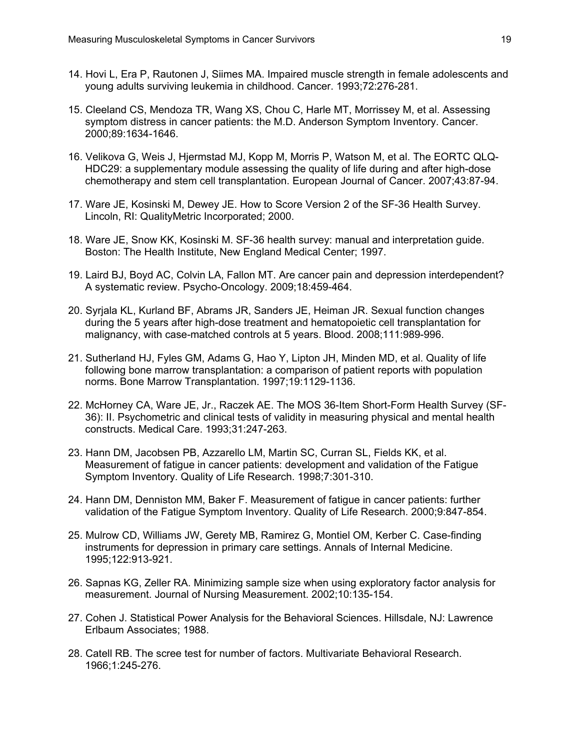14. Hovi L, Era P, Rautonen J, Siimes MA. Impaired muscle strength in female adolescents and young adults surviving leukemia in childhood. Cancer. 1993;72:276-281.

15. Cleeland CS, Mendoza TR, Wang XS, Chou C, Harle MT, Morrissey M, et al. Assessing symptom distress in cancer patients: the M.D. Anderson Symptom Inventory. Cancer. 2000;89:1634-1646.

16. Velikova G, Weis J, Hjermstad MJ, Kopp M, Morris P, Watson M, et al. The EORTC QLQ-HDC29: a supplementary module assessing the quality of life during and after high-dose chemotherapy and stem cell transplantation. European Journal of Cancer. 2007;43:87-94.

17. Ware JE, Kosinski M, Dewey JE. How to Score Version 2 of the SF-36 Health Survey. Lincoln, RI: QualityMetric Incorporated; 2000.

18. Ware JE, Snow KK, Kosinski M. SF-36 health survey: manual and interpretation guide. Boston: The Health Institute, New England Medical Center; 1997.

19. Laird BJ, Boyd AC, Colvin LA, Fallon MT. Are cancer pain and depression interdependent? A systematic review. Psycho-Oncology. 2009;18:459-464.

20. Syrjala KL, Kurland BF, Abrams JR, Sanders JE, Heiman JR. Sexual function changes during the 5 years after high-dose treatment and hematopoietic cell transplantation for malignancy, with case-matched controls at 5 years. Blood. 2008;111:989-996.

21. Sutherland HJ, Fyles GM, Adams G, Hao Y, Lipton JH, Minden MD, et al. Quality of life following bone marrow transplantation: a comparison of patient reports with population norms. Bone Marrow Transplantation. 1997;19:1129-1136.

22. McHorney CA, Ware JE, Jr., Raczek AE. The MOS 36-Item Short-Form Health Survey (SF-36): II. Psychometric and clinical tests of validity in measuring physical and mental health constructs. Medical Care. 1993;31:247-263.

23. Hann DM, Jacobsen PB, Azzarello LM, Martin SC, Curran SL, Fields KK, et al. Measurement of fatigue in cancer patients: development and validation of the Fatigue Symptom Inventory. Quality of Life Research. 1998;7:301-310.

24. Hann DM, Denniston MM, Baker F. Measurement of fatigue in cancer patients: further validation of the Fatigue Symptom Inventory. Quality of Life Research. 2000;9:847-854.

25. Mulrow CD, Williams JW, Gerety MB, Ramirez G, Montiel OM, Kerber C. Case-finding instruments for depression in primary care settings. Annals of Internal Medicine. 1995;122:913-921.

26. Sapnas KG, Zeller RA. Minimizing sample size when using exploratory factor analysis for measurement. Journal of Nursing Measurement. 2002;10:135-154.

27. Cohen J. Statistical Power Analysis for the Behavioral Sciences. Hillsdale, NJ: Lawrence Erlbaum Associates; 1988.

28. Catell RB. The scree test for number of factors. Multivariate Behavioral Research. 1966;1:245-276.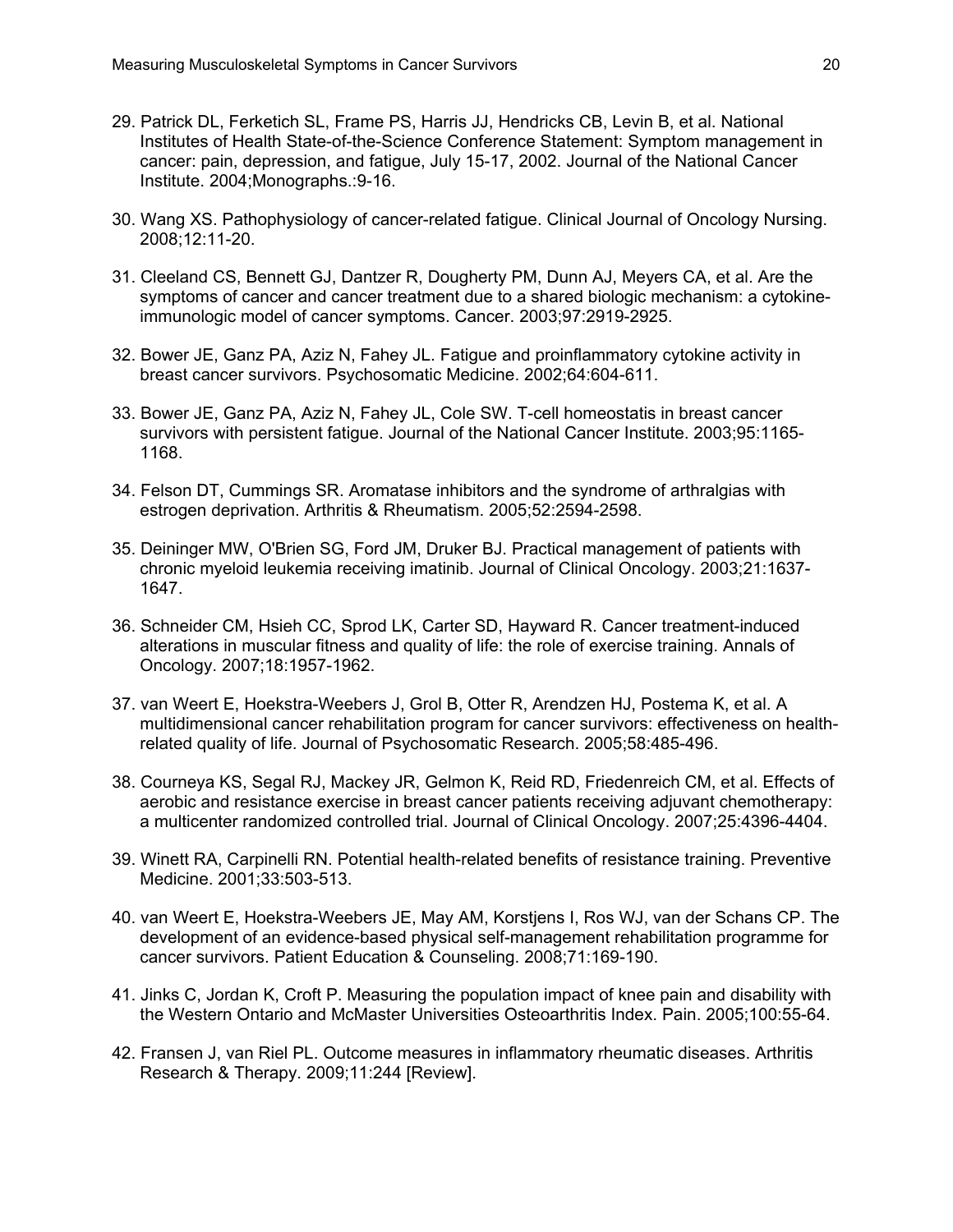29. Patrick DL, Ferketich SL, Frame PS, Harris JJ, Hendricks CB, Levin B, et al. National Institutes of Health State-of-the-Science Conference Statement: Symptom management in cancer: pain, depression, and fatigue, July 15-17, 2002. Journal of the National Cancer Institute. 2004;Monographs.:9-16.

30. Wang XS. Pathophysiology of cancer-related fatigue. Clinical Journal of Oncology Nursing. 2008;12:11-20.

31. Cleeland CS, Bennett GJ, Dantzer R, Dougherty PM, Dunn AJ, Meyers CA, et al. Are the symptoms of cancer and cancer treatment due to a shared biologic mechanism: a cytokine-immunologic model of cancer symptoms. Cancer. 2003;97:2919-2925.

32. Bower JE, Ganz PA, Aziz N, Fahey JL. Fatigue and proinflammatory cytokine activity in breast cancer survivors. Psychosomatic Medicine. 2002;64:604-611.

33. Bower JE, Ganz PA, Aziz N, Fahey JL, Cole SW. T-cell homeostatis in breast cancer survivors with persistent fatigue. Journal of the National Cancer Institute. 2003;95:1165-1168.

34. Felson DT, Cummings SR. Aromatase inhibitors and the syndrome of arthralgias with estrogen deprivation. Arthritis & Rheumatism. 2005;52:2594-2598.

35. Deininger MW, O'Brien SG, Ford JM, Druker BJ. Practical management of patients with chronic myeloid leukemia receiving imatinib. Journal of Clinical Oncology. 2003;21:1637-1647.

36. Schneider CM, Hsieh CC, Sprod LK, Carter SD, Hayward R. Cancer treatment-induced alterations in muscular fitness and quality of life: the role of exercise training. Annals of Oncology. 2007;18:1957-1962.

37. van Weert E, Hoekstra-Weebers J, Grol B, Otter R, Arendzen HJ, Postema K, et al. A multidimensional cancer rehabilitation program for cancer survivors: effectiveness on health-related quality of life. Journal of Psychosomatic Research. 2005;58:485-496.

38. Courneya KS, Segal RJ, Mackey JR, Gelmon K, Reid RD, Friedenreich CM, et al. Effects of aerobic and resistance exercise in breast cancer patients receiving adjuvant chemotherapy: a multicenter randomized controlled trial. Journal of Clinical Oncology. 2007;25:4396-4404.

39. Winett RA, Carpinelli RN. Potential health-related benefits of resistance training. Preventive Medicine. 2001;33:503-513.

40. van Weert E, Hoekstra-Weebers JE, May AM, Korstjens I, Ros WJ, van der Schans CP. The development of an evidence-based physical self-management rehabilitation programme for cancer survivors. Patient Education & Counseling. 2008;71:169-190.

41. Jinks C, Jordan K, Croft P. Measuring the population impact of knee pain and disability with the Western Ontario and McMaster Universities Osteoarthritis Index. Pain. 2005;100:55-64.

42. Fransen J, van Riel PL. Outcome measures in inflammatory rheumatic diseases. Arthritis Research & Therapy. 2009;11:244 [Review].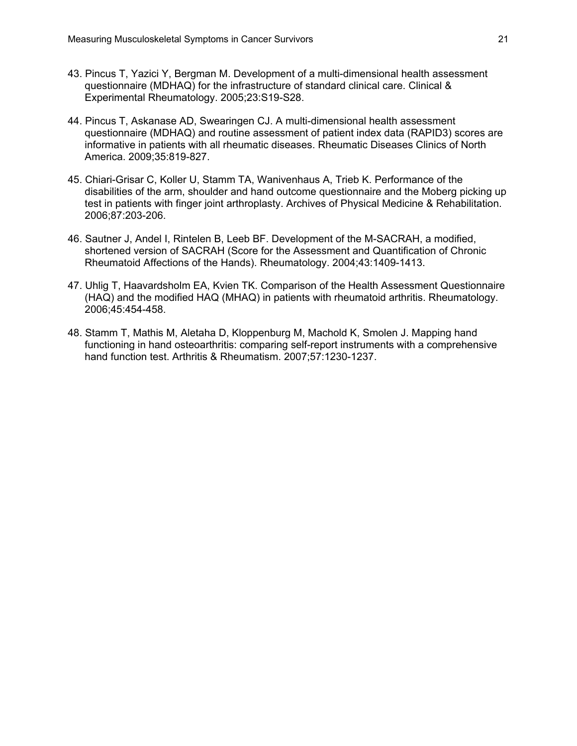43. Pincus T, Yazici Y, Bergman M. Development of a multi-dimensional health assessment questionnaire (MDHAQ) for the infrastructure of standard clinical care. Clinical & Experimental Rheumatology. 2005;23:S19-S28.

44. Pincus T, Askanase AD, Swearingen CJ. A multi-dimensional health assessment questionnaire (MDHAQ) and routine assessment of patient index data (RAPID3) scores are informative in patients with all rheumatic diseases. Rheumatic Diseases Clinics of North America. 2009;35:819-827.

45. Chiari-Grisar C, Koller U, Stamm TA, Wanivenhaus A, Trieb K. Performance of the disabilities of the arm, shoulder and hand outcome questionnaire and the Moberg picking up test in patients with finger joint arthroplasty. Archives of Physical Medicine & Rehabilitation. 2006;87:203-206.

46. Sautner J, Andel I, Rintelen B, Leeb BF. Development of the M-SACRAH, a modified, shortened version of SACRAH (Score for the Assessment and Quantification of Chronic Rheumatoid Affections of the Hands). Rheumatology. 2004;43:1409-1413.

47. Uhlig T, Haavardsholm EA, Kvien TK. Comparison of the Health Assessment Questionnaire (HAQ) and the modified HAQ (MHAQ) in patients with rheumatoid arthritis. Rheumatology. 2006;45:454-458.

48. Stamm T, Mathis M, Aletaha D, Kloppenburg M, Machold K, Smolen J. Mapping hand functioning in hand osteoarthritis: comparing self-report instruments with a comprehensive hand function test. Arthritis & Rheumatism. 2007;57:1230-1237.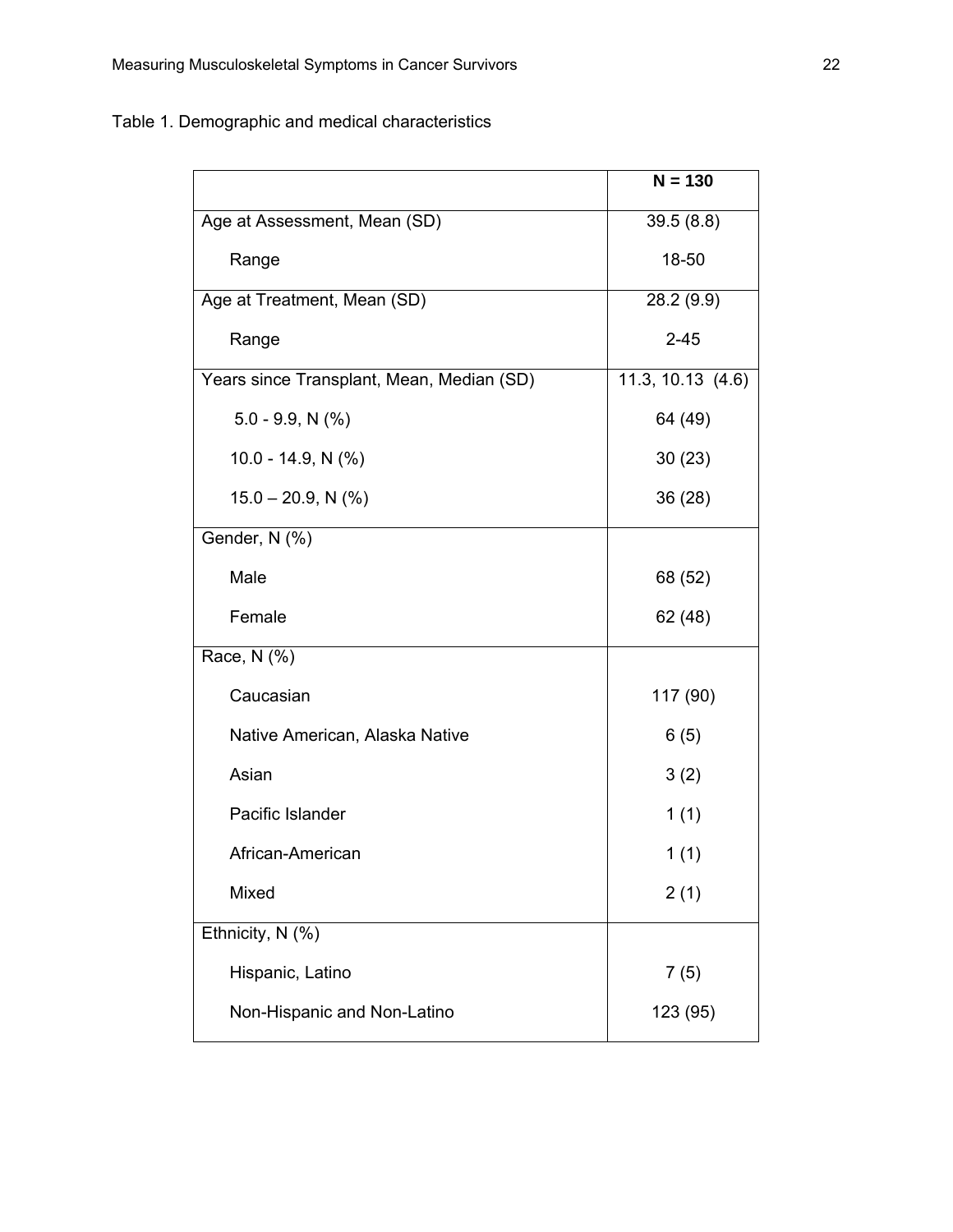Table 1. Demographic and medical characteristics

| | **N = 130** |
|---|---|
| Age at Assessment, Mean (SD) | 39.5 (8.8) |
| Range | 18-50 |
| Age at Treatment, Mean (SD) | 28.2 (9.9) |
| Range | 2-45 |
| Years since Transplant, Mean, Median (SD) | 11.3, 10.13 (4.6) |
| 5.0 - 9.9, N (%) | 64 (49) |
| 10.0 - 14.9, N (%) | 30 (23) |
| 15.0 – 20.9, N (%) | 36 (28) |
| Gender, N (%) | |
| Male | 68 (52) |
| Female | 62 (48) |
| Race, N (%) | |
| Caucasian | 117 (90) |
| Native American, Alaska Native | 6 (5) |
| Asian | 3 (2) |
| Pacific Islander | 1 (1) |
| African-American | 1 (1) |
| Mixed | 2 (1) |
| Ethnicity, N (%) | |
| Hispanic, Latino | 7 (5) |
| Non-Hispanic and Non-Latino | 123 (95) |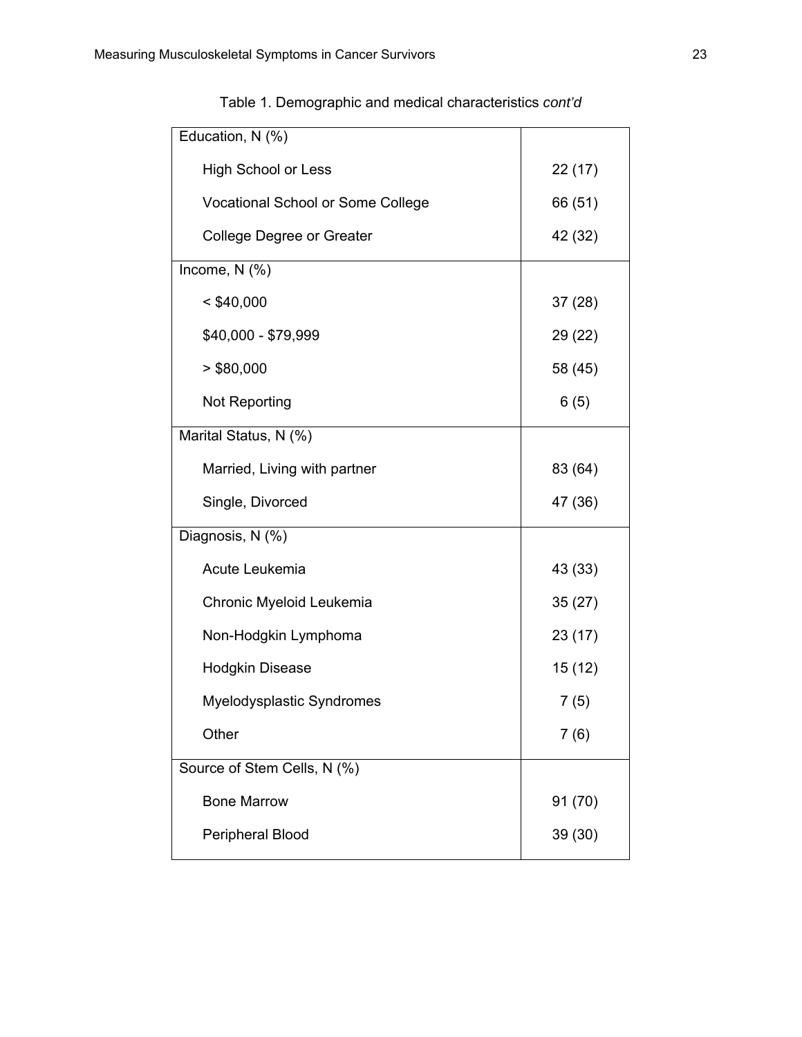Table 1. Demographic and medical characteristics *cont'd*

| | |
|---|---|
| Education, N (%) | |
| High School or Less | 22 (17) |
| Vocational School or Some College | 66 (51) |
| College Degree or Greater | 42 (32) |
| Income, N (%) | |
| < $40,000 | 37 (28) |
| $40,000 - $79,999 | 29 (22) |
| > $80,000 | 58 (45) |
| Not Reporting | 6 (5) |
| Marital Status, N (%) | |
| Married, Living with partner | 83 (64) |
| Single, Divorced | 47 (36) |
| Diagnosis, N (%) | |
| Acute Leukemia | 43 (33) |
| Chronic Myeloid Leukemia | 35 (27) |
| Non-Hodgkin Lymphoma | 23 (17) |
| Hodgkin Disease | 15 (12) |
| Myelodysplastic Syndromes | 7 (5) |
| Other | 7 (6) |
| Source of Stem Cells, N (%) | |
| Bone Marrow | 91 (70) |
| Peripheral Blood | 39 (30) |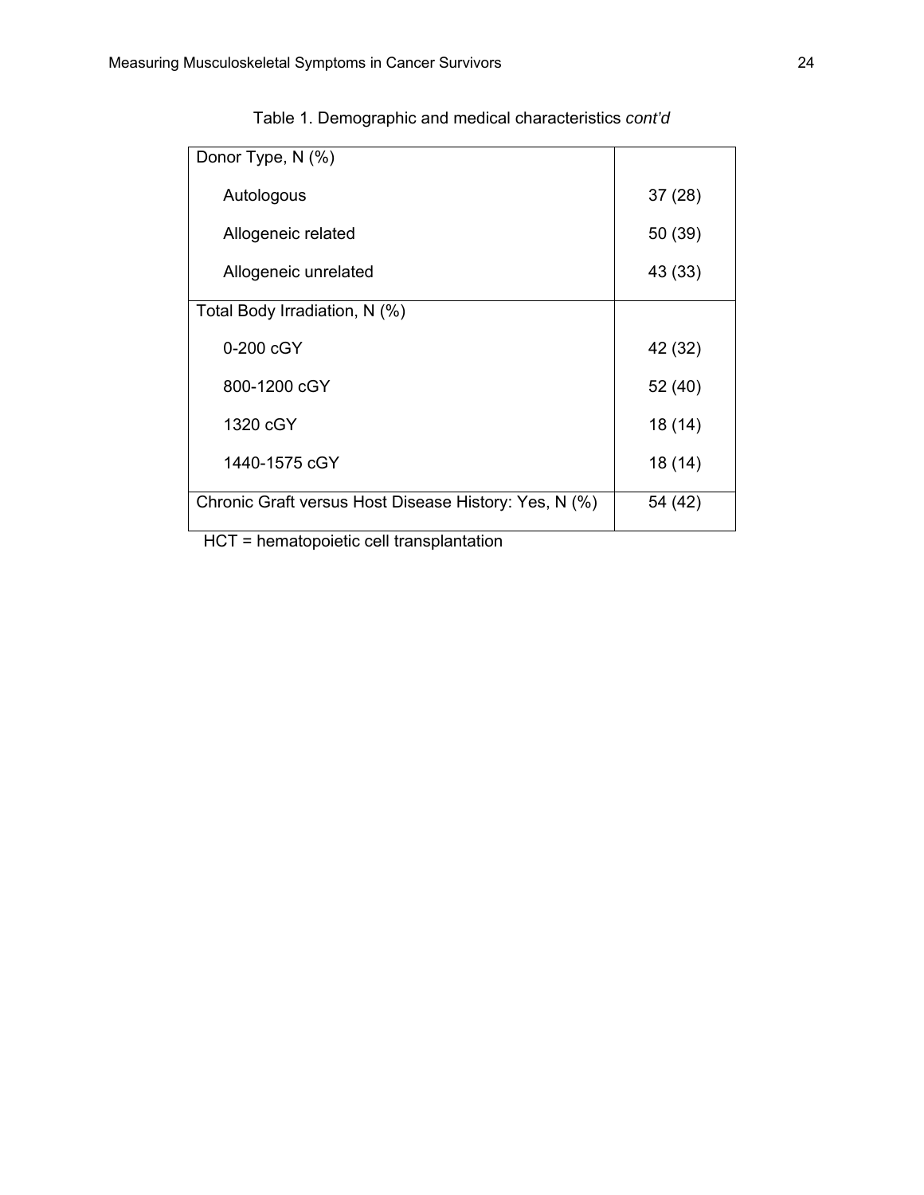Table 1. Demographic and medical characteristics *cont'd*

| | |
|---|---|
| Donor Type, N (%) | |
| Autologous | 37 (28) |
| Allogeneic related | 50 (39) |
| Allogeneic unrelated | 43 (33) |
| Total Body Irradiation, N (%) | |
| 0-200 cGY | 42 (32) |
| 800-1200 cGY | 52 (40) |
| 1320 cGY | 18 (14) |
| 1440-1575 cGY | 18 (14) |
| Chronic Graft versus Host Disease History: Yes, N (%) | 54 (42) |

HCT = hematopoietic cell transplantation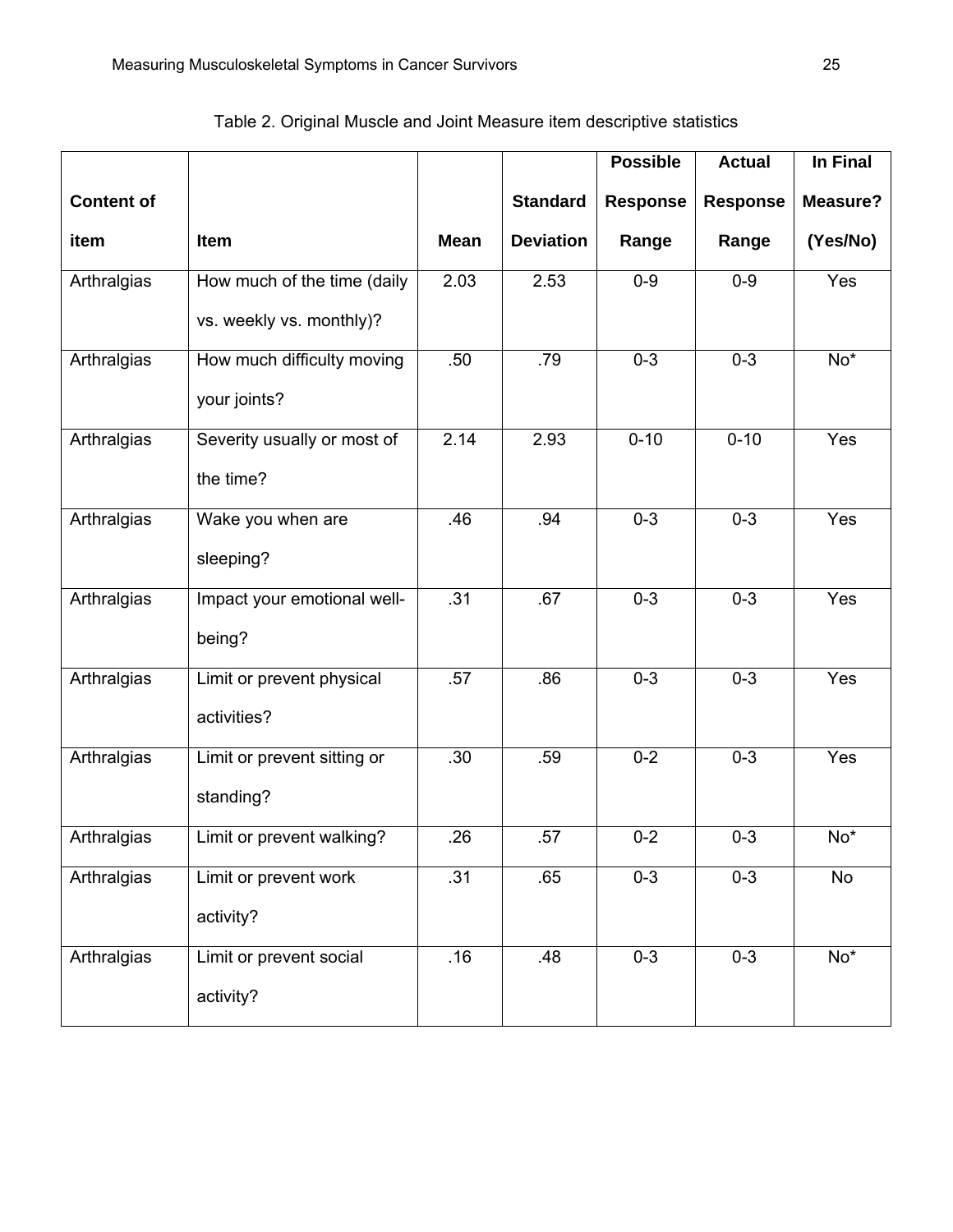Table 2. Original Muscle and Joint Measure item descriptive statistics

| Content of item | Item | Mean | Standard Deviation | Possible Response Range | Actual Response Range | In Final Measure? (Yes/No) |
|---|---|---|---|---|---|---|
| Arthralgias | How much of the time (daily vs. weekly vs. monthly)? | 2.03 | 2.53 | 0-9 | 0-9 | Yes |
| Arthralgias | How much difficulty moving your joints? | .50 | .79 | 0-3 | 0-3 | No* |
| Arthralgias | Severity usually or most of the time? | 2.14 | 2.93 | 0-10 | 0-10 | Yes |
| Arthralgias | Wake you when are sleeping? | .46 | .94 | 0-3 | 0-3 | Yes |
| Arthralgias | Impact your emotional well-being? | .31 | .67 | 0-3 | 0-3 | Yes |
| Arthralgias | Limit or prevent physical activities? | .57 | .86 | 0-3 | 0-3 | Yes |
| Arthralgias | Limit or prevent sitting or standing? | .30 | .59 | 0-2 | 0-3 | Yes |
| Arthralgias | Limit or prevent walking? | .26 | .57 | 0-2 | 0-3 | No* |
| Arthralgias | Limit or prevent work activity? | .31 | .65 | 0-3 | 0-3 | No |
| Arthralgias | Limit or prevent social activity? | .16 | .48 | 0-3 | 0-3 | No* |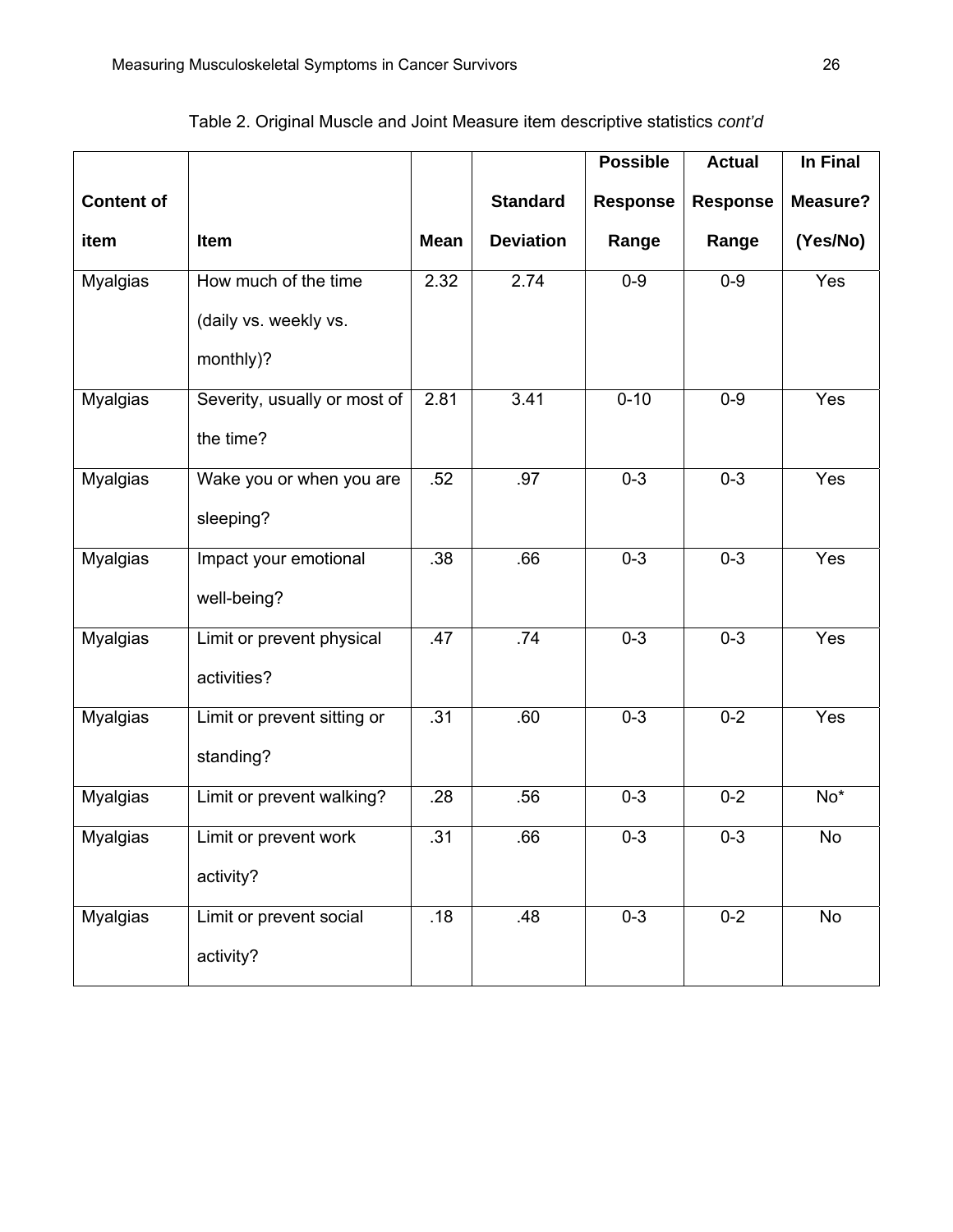Table 2. Original Muscle and Joint Measure item descriptive statistics *cont'd*

| Content of item | Item | Mean | Standard Deviation | Possible Response Range | Actual Response Range | In Final Measure? (Yes/No) |
|---|---|---|---|---|---|---|
| Myalgias | How much of the time (daily vs. weekly vs. monthly)? | 2.32 | 2.74 | 0-9 | 0-9 | Yes |
| Myalgias | Severity, usually or most of the time? | 2.81 | 3.41 | 0-10 | 0-9 | Yes |
| Myalgias | Wake you or when you are sleeping? | .52 | .97 | 0-3 | 0-3 | Yes |
| Myalgias | Impact your emotional well-being? | .38 | .66 | 0-3 | 0-3 | Yes |
| Myalgias | Limit or prevent physical activities? | .47 | .74 | 0-3 | 0-3 | Yes |
| Myalgias | Limit or prevent sitting or standing? | .31 | .60 | 0-3 | 0-2 | Yes |
| Myalgias | Limit or prevent walking? | .28 | .56 | 0-3 | 0-2 | No* |
| Myalgias | Limit or prevent work activity? | .31 | .66 | 0-3 | 0-3 | No |
| Myalgias | Limit or prevent social activity? | .18 | .48 | 0-3 | 0-2 | No |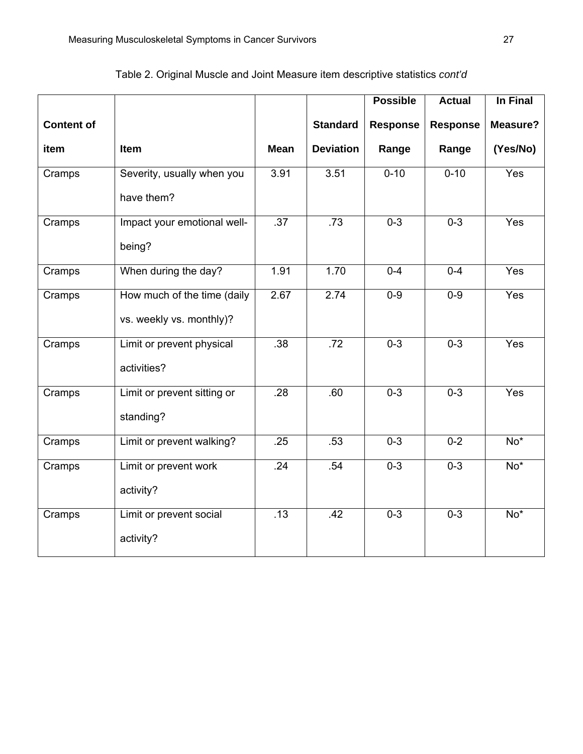Table 2. Original Muscle and Joint Measure item descriptive statistics *cont'd*

| Content of item | Item | Mean | Standard Deviation | Possible Response Range | Actual Response Range | In Final Measure? (Yes/No) |
|---|---|---|---|---|---|---|
| Cramps | Severity, usually when you have them? | 3.91 | 3.51 | 0-10 | 0-10 | Yes |
| Cramps | Impact your emotional well-being? | .37 | .73 | 0-3 | 0-3 | Yes |
| Cramps | When during the day? | 1.91 | 1.70 | 0-4 | 0-4 | Yes |
| Cramps | How much of the time (daily vs. weekly vs. monthly)? | 2.67 | 2.74 | 0-9 | 0-9 | Yes |
| Cramps | Limit or prevent physical activities? | .38 | .72 | 0-3 | 0-3 | Yes |
| Cramps | Limit or prevent sitting or standing? | .28 | .60 | 0-3 | 0-3 | Yes |
| Cramps | Limit or prevent walking? | .25 | .53 | 0-3 | 0-2 | No* |
| Cramps | Limit or prevent work activity? | .24 | .54 | 0-3 | 0-3 | No* |
| Cramps | Limit or prevent social activity? | .13 | .42 | 0-3 | 0-3 | No* |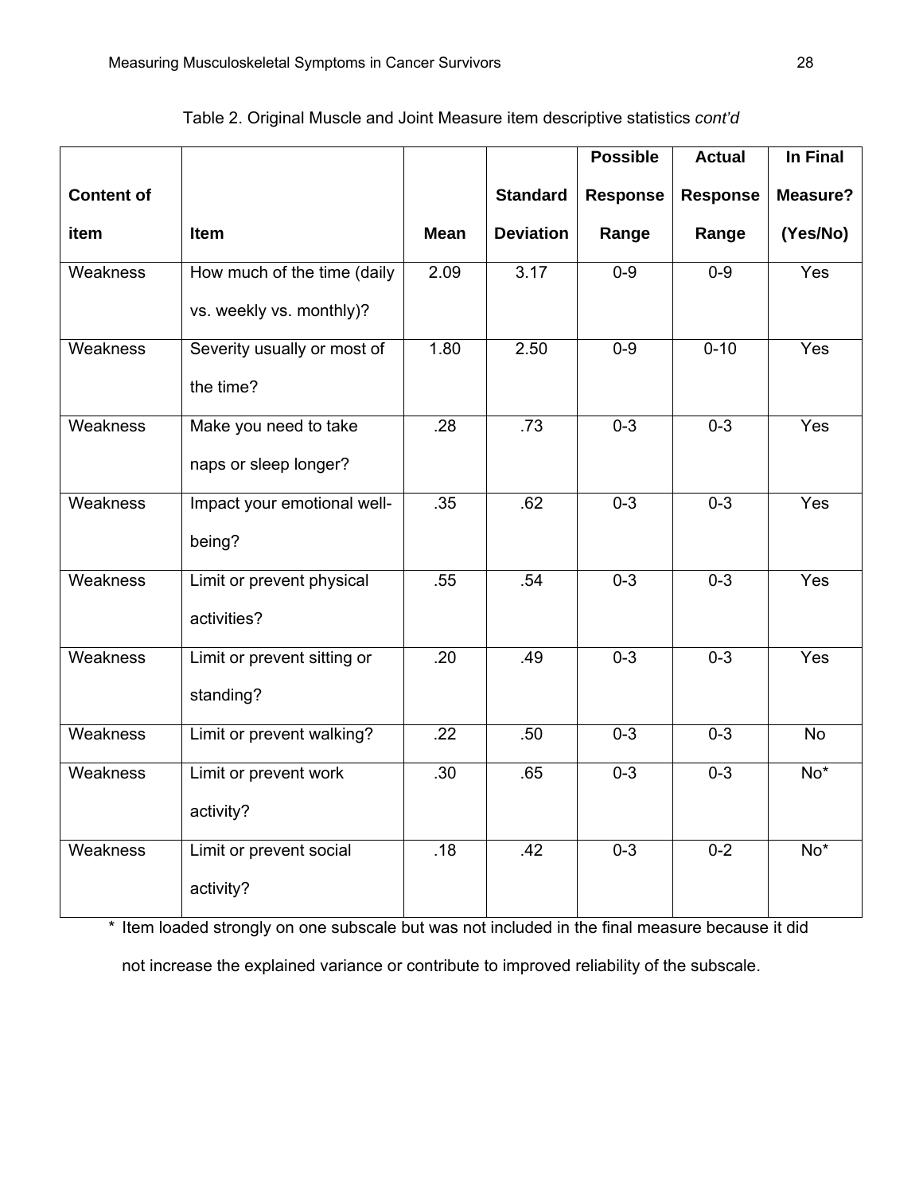Table 2. Original Muscle and Joint Measure item descriptive statistics *cont'd*

| Content of item | Item | Mean | Standard Deviation | Possible Response Range | Actual Response Range | In Final Measure? (Yes/No) |
|---|---|---|---|---|---|---|
| Weakness | How much of the time (daily vs. weekly vs. monthly)? | 2.09 | 3.17 | 0-9 | 0-9 | Yes |
| Weakness | Severity usually or most of the time? | 1.80 | 2.50 | 0-9 | 0-10 | Yes |
| Weakness | Make you need to take naps or sleep longer? | .28 | .73 | 0-3 | 0-3 | Yes |
| Weakness | Impact your emotional well-being? | .35 | .62 | 0-3 | 0-3 | Yes |
| Weakness | Limit or prevent physical activities? | .55 | .54 | 0-3 | 0-3 | Yes |
| Weakness | Limit or prevent sitting or standing? | .20 | .49 | 0-3 | 0-3 | Yes |
| Weakness | Limit or prevent walking? | .22 | .50 | 0-3 | 0-3 | No |
| Weakness | Limit or prevent work activity? | .30 | .65 | 0-3 | 0-3 | No* |
| Weakness | Limit or prevent social activity? | .18 | .42 | 0-3 | 0-2 | No* |

* Item loaded strongly on one subscale but was not included in the final measure because it did not increase the explained variance or contribute to improved reliability of the subscale.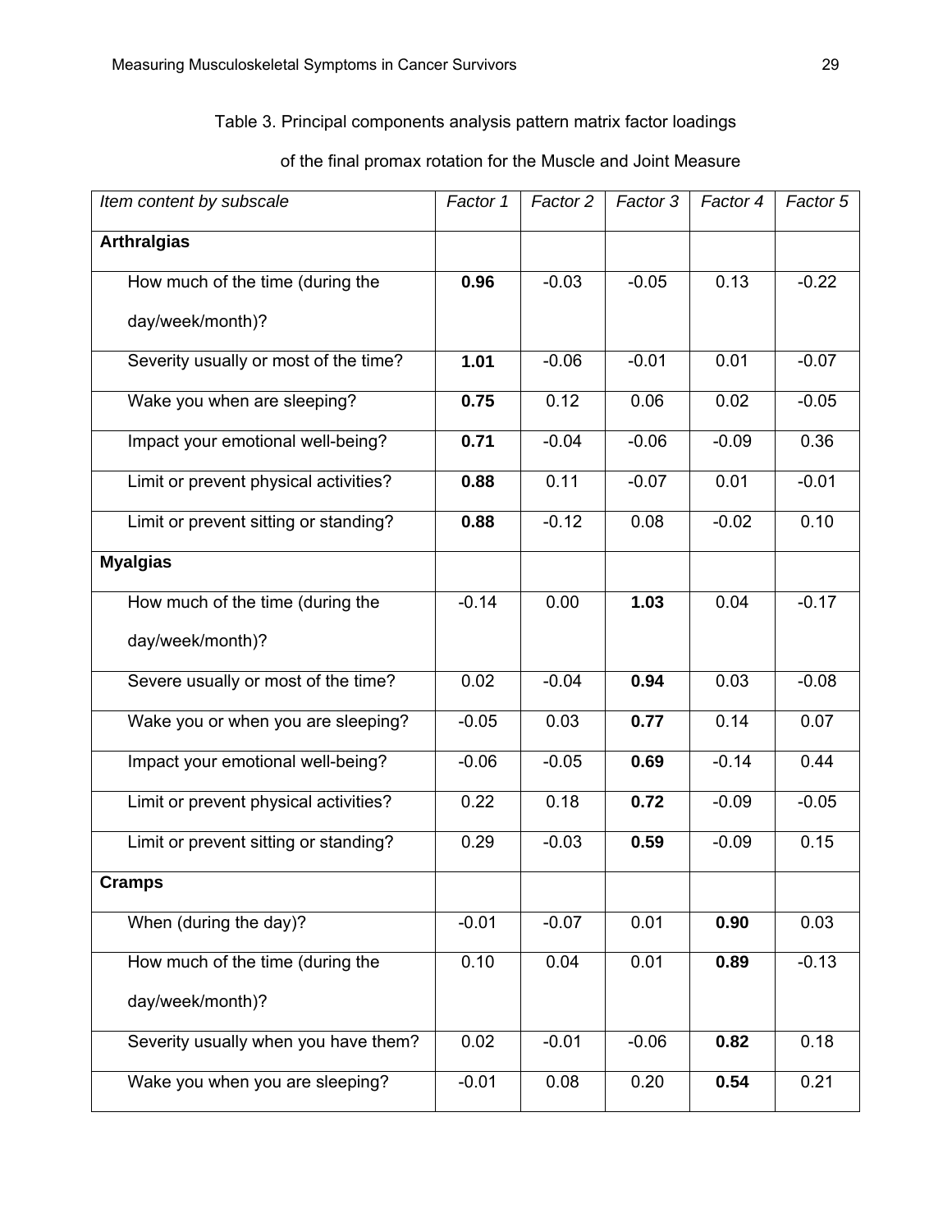Table 3. Principal components analysis pattern matrix factor loadings of the final promax rotation for the Muscle and Joint Measure

| *Item content by subscale* | *Factor 1* | *Factor 2* | *Factor 3* | *Factor 4* | *Factor 5* |
|---|---|---|---|---|---|
| **Arthralgias** | | | | | |
| How much of the time (during the day/week/month)? | **0.96** | -0.03 | -0.05 | 0.13 | -0.22 |
| Severity usually or most of the time? | **1.01** | -0.06 | -0.01 | 0.01 | -0.07 |
| Wake you when are sleeping? | **0.75** | 0.12 | 0.06 | 0.02 | -0.05 |
| Impact your emotional well-being? | **0.71** | -0.04 | -0.06 | -0.09 | 0.36 |
| Limit or prevent physical activities? | **0.88** | 0.11 | -0.07 | 0.01 | -0.01 |
| Limit or prevent sitting or standing? | **0.88** | -0.12 | 0.08 | -0.02 | 0.10 |
| **Myalgias** | | | | | |
| How much of the time (during the day/week/month)? | -0.14 | 0.00 | **1.03** | 0.04 | -0.17 |
| Severe usually or most of the time? | 0.02 | -0.04 | **0.94** | 0.03 | -0.08 |
| Wake you or when you are sleeping? | -0.05 | 0.03 | **0.77** | 0.14 | 0.07 |
| Impact your emotional well-being? | -0.06 | -0.05 | **0.69** | -0.14 | 0.44 |
| Limit or prevent physical activities? | 0.22 | 0.18 | **0.72** | -0.09 | -0.05 |
| Limit or prevent sitting or standing? | 0.29 | -0.03 | **0.59** | -0.09 | 0.15 |
| **Cramps** | | | | | |
| When (during the day)? | -0.01 | -0.07 | 0.01 | **0.90** | 0.03 |
| How much of the time (during the day/week/month)? | 0.10 | 0.04 | 0.01 | **0.89** | -0.13 |
| Severity usually when you have them? | 0.02 | -0.01 | -0.06 | **0.82** | 0.18 |
| Wake you when you are sleeping? | -0.01 | 0.08 | 0.20 | **0.54** | 0.21 |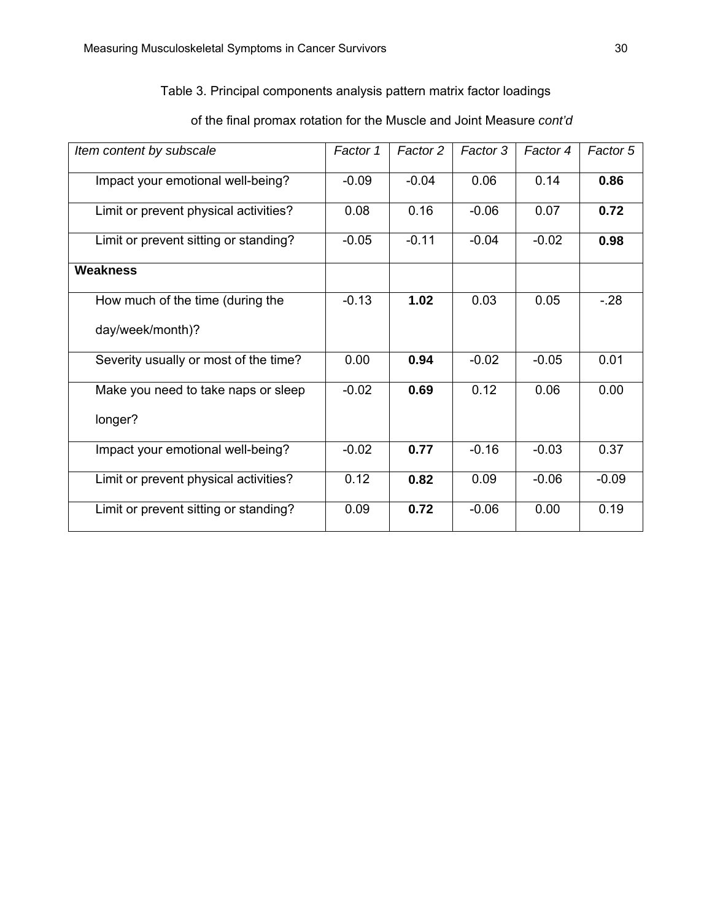Table 3. Principal components analysis pattern matrix factor loadings

of the final promax rotation for the Muscle and Joint Measure *cont'd*

| *Item content by subscale* | *Factor 1* | *Factor 2* | *Factor 3* | *Factor 4* | *Factor 5* |
|---|---|---|---|---|---|
| Impact your emotional well-being? | -0.09 | -0.04 | 0.06 | 0.14 | **0.86** |
| Limit or prevent physical activities? | 0.08 | 0.16 | -0.06 | 0.07 | **0.72** |
| Limit or prevent sitting or standing? | -0.05 | -0.11 | -0.04 | -0.02 | **0.98** |
| **Weakness** | | | | | |
| How much of the time (during the day/week/month)? | -0.13 | **1.02** | 0.03 | 0.05 | -.28 |
| Severity usually or most of the time? | 0.00 | **0.94** | -0.02 | -0.05 | 0.01 |
| Make you need to take naps or sleep longer? | -0.02 | **0.69** | 0.12 | 0.06 | 0.00 |
| Impact your emotional well-being? | -0.02 | **0.77** | -0.16 | -0.03 | 0.37 |
| Limit or prevent physical activities? | 0.12 | **0.82** | 0.09 | -0.06 | -0.09 |
| Limit or prevent sitting or standing? | 0.09 | **0.72** | -0.06 | 0.00 | 0.19 |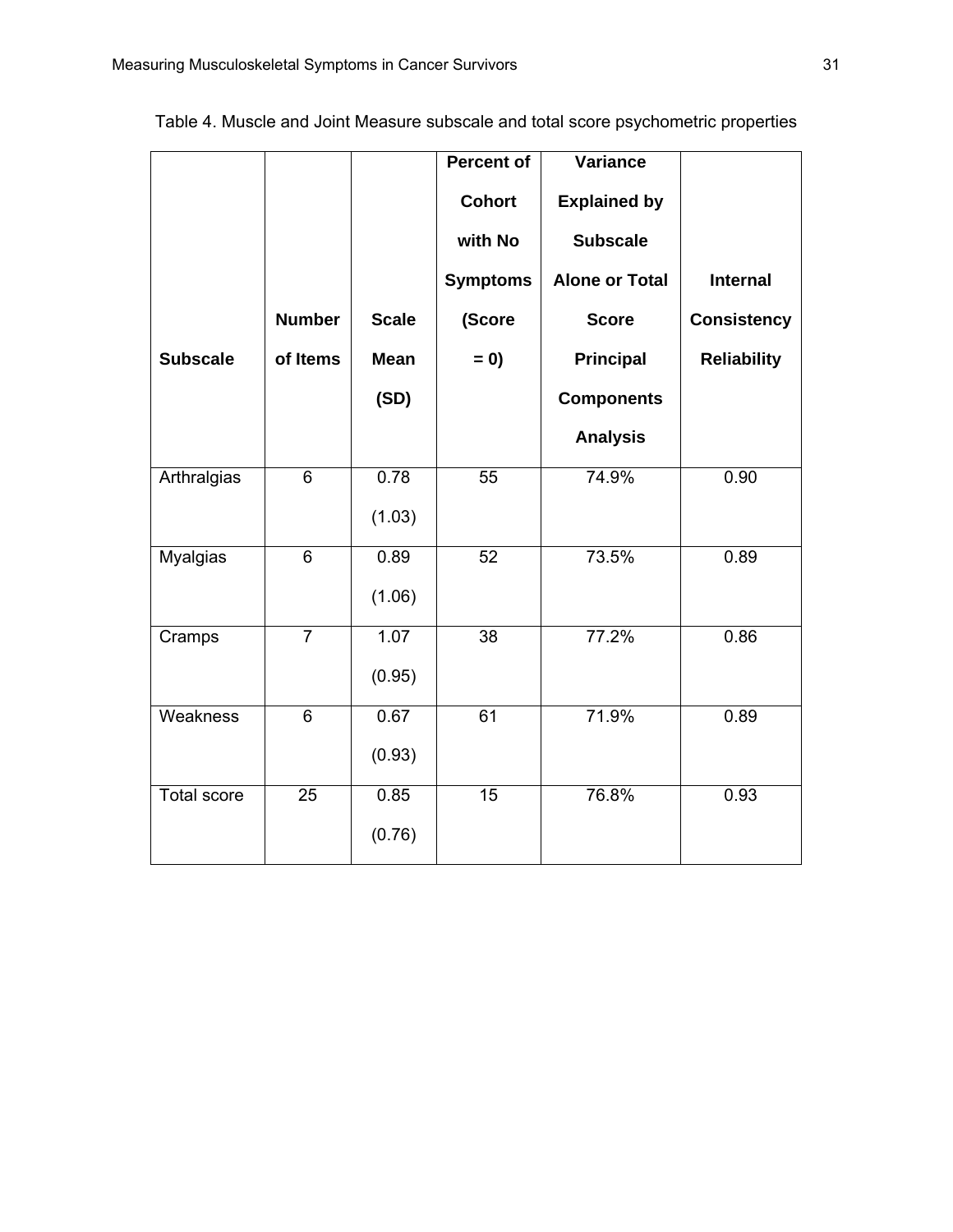Table 4. Muscle and Joint Measure subscale and total score psychometric properties

| Subscale | Number of Items | Scale Mean (SD) | Percent of Cohort with No Symptoms (Score = 0) | Variance Explained by Subscale Alone or Total Score Principal Components Analysis | Internal Consistency Reliability |
|---|---|---|---|---|---|
| Arthralgias | 6 | 0.78 (1.03) | 55 | 74.9% | 0.90 |
| Myalgias | 6 | 0.89 (1.06) | 52 | 73.5% | 0.89 |
| Cramps | 7 | 1.07 (0.95) | 38 | 77.2% | 0.86 |
| Weakness | 6 | 0.67 (0.93) | 61 | 71.9% | 0.89 |
| Total score | 25 | 0.85 (0.76) | 15 | 76.8% | 0.93 |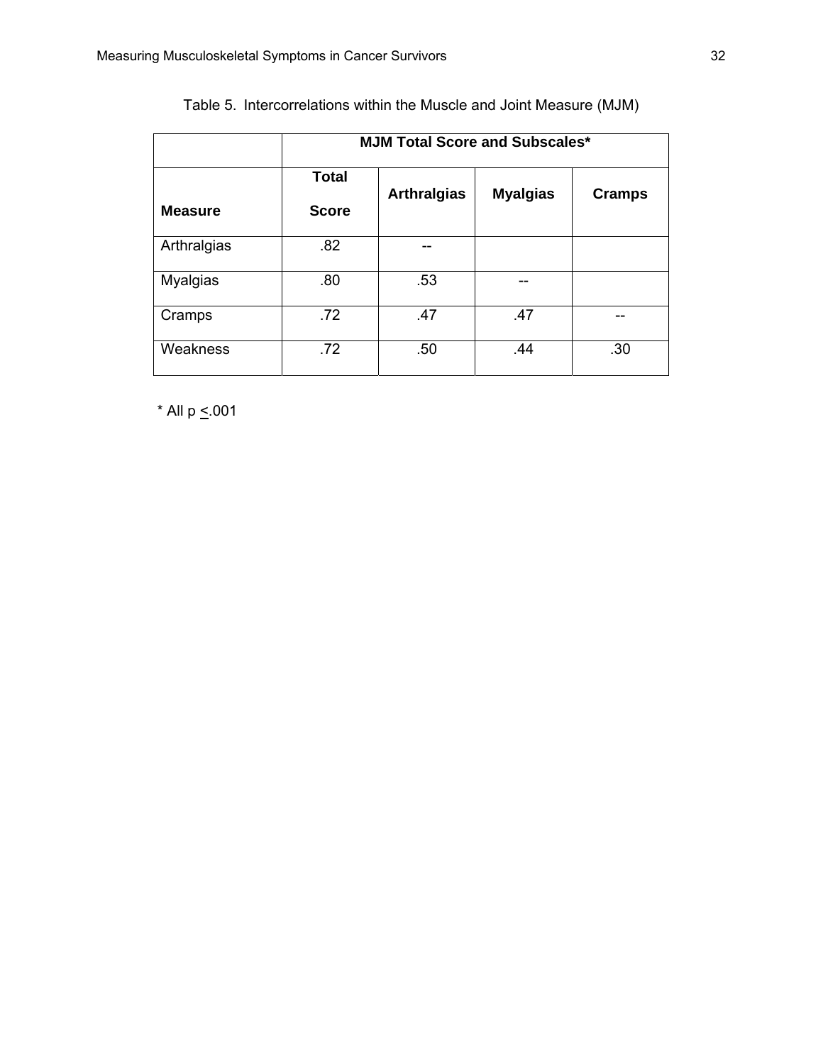Table 5. Intercorrelations within the Muscle and Joint Measure (MJM)

| | MJM Total Score and Subscales* | | | |
|---|---|---|---|---|
| Measure | Total Score | Arthralgias | Myalgias | Cramps |
| Arthralgias | .82 | -- | | |
| Myalgias | .80 | .53 | -- | |
| Cramps | .72 | .47 | .47 | -- |
| Weakness | .72 | .50 | .44 | .30 |

* All $p \leq .001$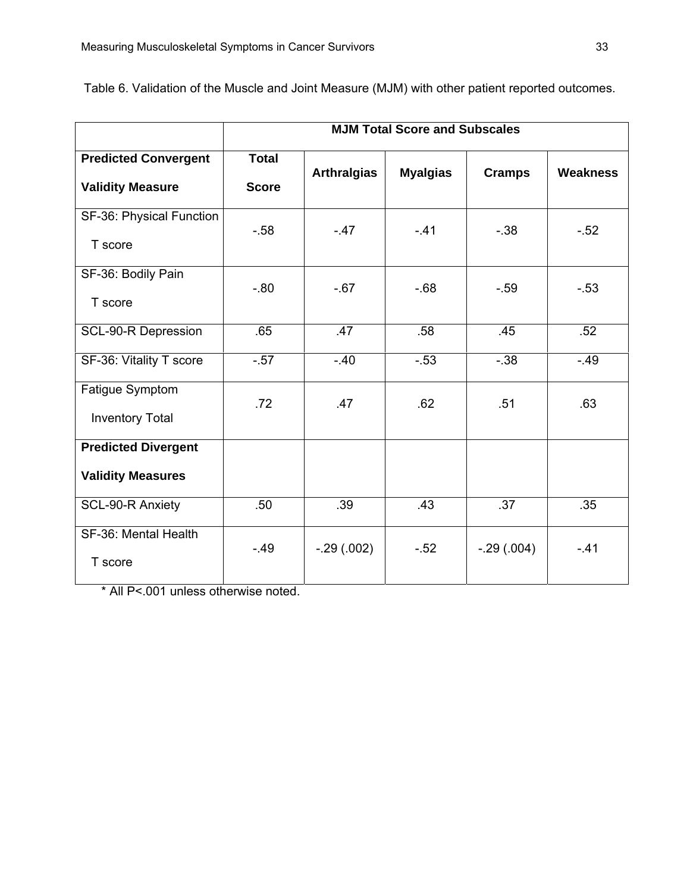Table 6. Validation of the Muscle and Joint Measure (MJM) with other patient reported outcomes.

| | MJM Total Score and Subscales | | | | |
|---|---|---|---|---|---|
| **Predicted Convergent Validity Measure** | **Total Score** | **Arthralgias** | **Myalgias** | **Cramps** | **Weakness** |
| SF-36: Physical Function T score | -.58 | -.47 | -.41 | -.38 | -.52 |
| SF-36: Bodily Pain T score | -.80 | -.67 | -.68 | -.59 | -.53 |
| SCL-90-R Depression | .65 | .47 | .58 | .45 | .52 |
| SF-36: Vitality T score | -.57 | -.40 | -.53 | -.38 | -.49 |
| Fatigue Symptom Inventory Total | .72 | .47 | .62 | .51 | .63 |
| **Predicted Divergent Validity Measures** | | | | | |
| SCL-90-R Anxiety | .50 | .39 | .43 | .37 | .35 |
| SF-36: Mental Health T score | -.49 | -.29 (.002) | -.52 | -.29 (.004) | -.41 |

* All P<.001 unless otherwise noted.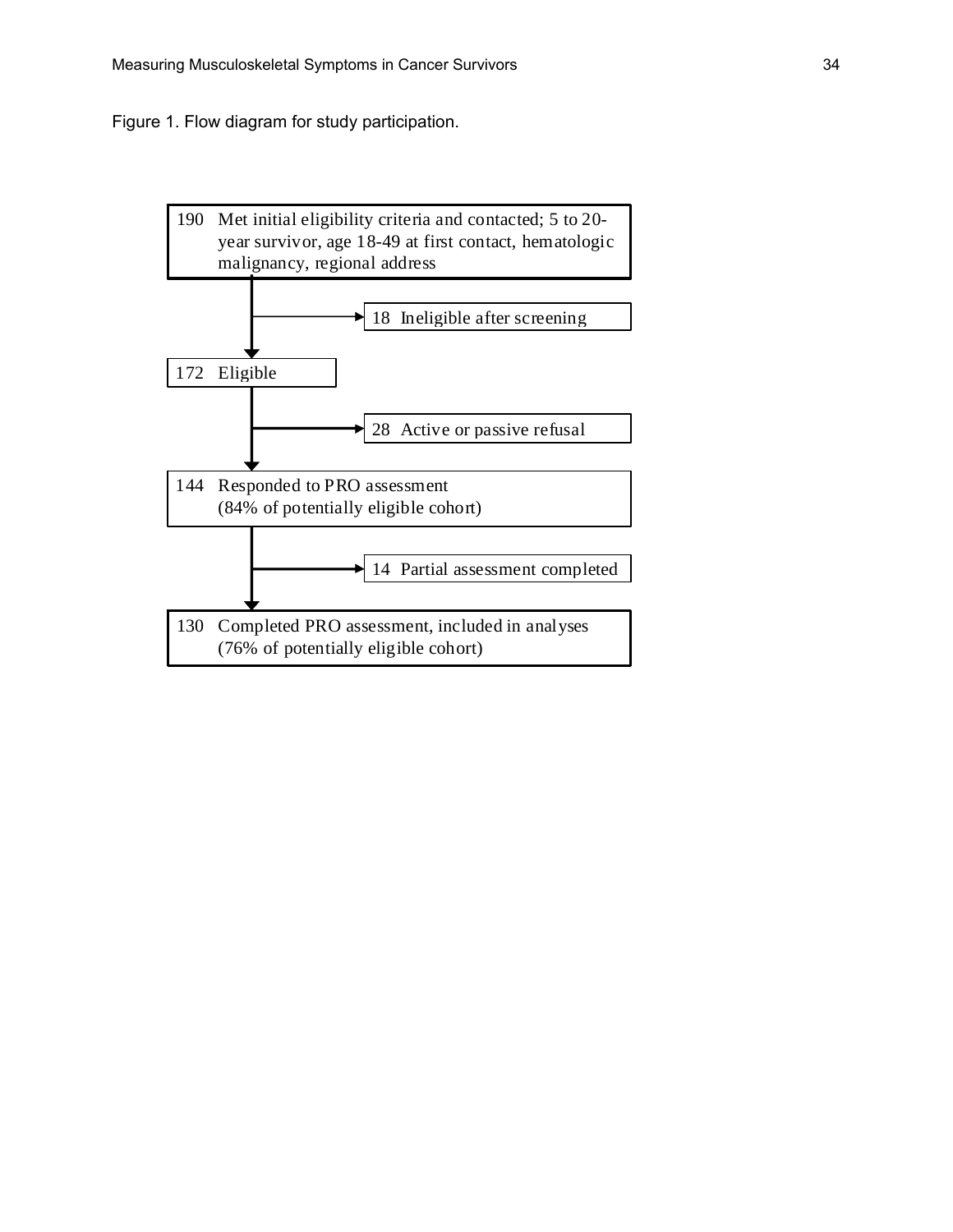Figure 1. Flow diagram for study participation.

190 Met initial eligibility criteria and contacted; 5 to 20-year survivor, age 18-49 at first contact, hematologic malignancy, regional address

18 Ineligible after screening

172 Eligible

28 Active or passive refusal

144 Responded to PRO assessment (84% of potentially eligible cohort)

14 Partial assessment completed

130 Completed PRO assessment, included in analyses (76% of potentially eligible cohort)